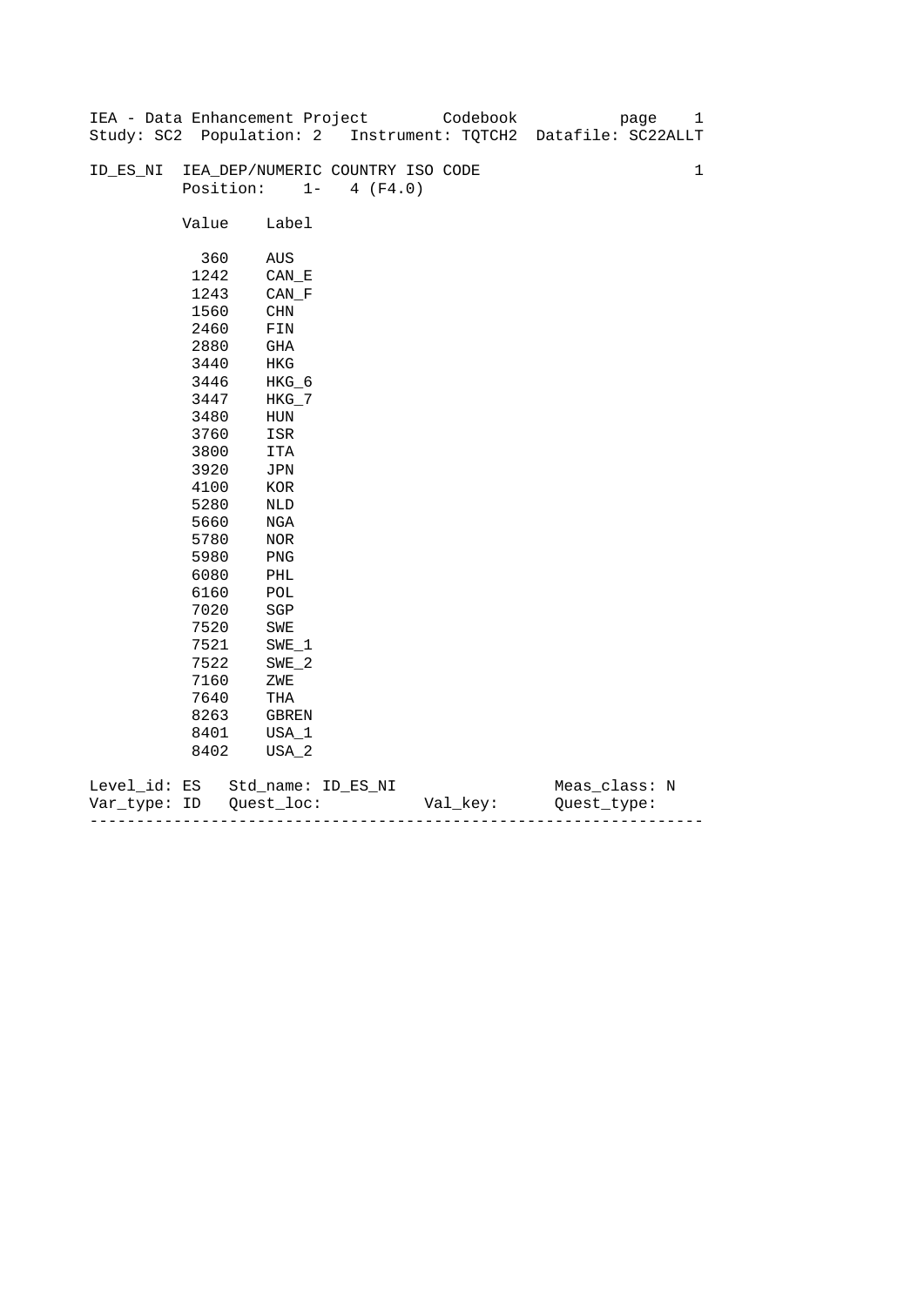IEA - Data Enhancement Project        Codebook

Study: SC2  Population: 2   Instrument: TQTCH2  Datafile: SC22ALLT

ID_ES_NI  IEA_DEP/NUMERIC COUNTRY ISO CODE                          1

Position:    1-   4 (F4.0)

| Value | Label |
|---|---|
| 360 | AUS |
| 1242 | CAN_E |
| 1243 | CAN_F |
| 1560 | CHN |
| 2460 | FIN |
| 2880 | GHA |
| 3440 | HKG |
| 3446 | HKG_6 |
| 3447 | HKG_7 |
| 3480 | HUN |
| 3760 | ISR |
| 3800 | ITA |
| 3920 | JPN |
| 4100 | KOR |
| 5280 | NLD |
| 5660 | NGA |
| 5780 | NOR |
| 5980 | PNG |
| 6080 | PHL |
| 6160 | POL |
| 7020 | SGP |
| 7520 | SWE |
| 7521 | SWE_1 |
| 7522 | SWE_2 |
| 7160 | ZWE |
| 7640 | THA |
| 8263 | GBREN |
| 8401 | USA_1 |
| 8402 | USA_2 |

Level_id: ES   Std_name: ID_ES_NI                 Meas_class: N

Var_type: ID   Quest_loc:           Val_key:      Quest_type:

-----------------------------------------------------------------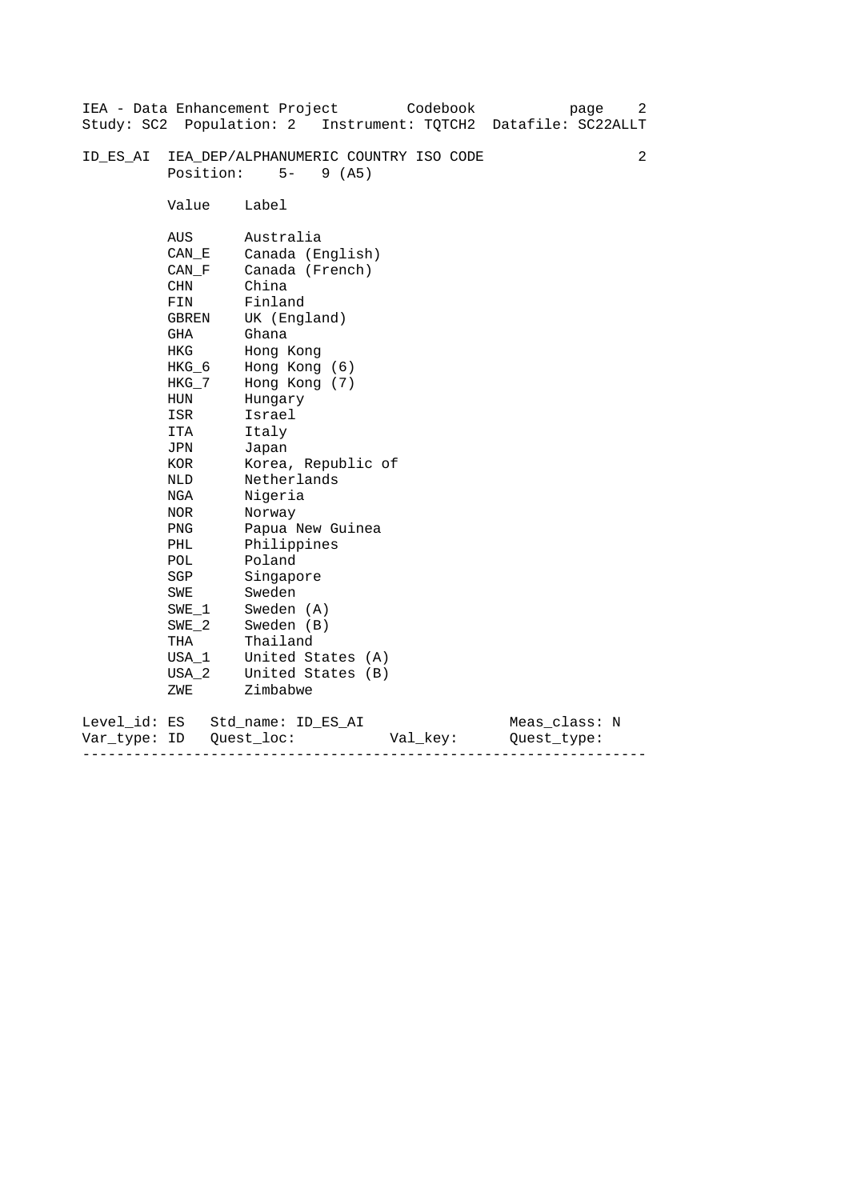IEA - Data Enhancement Project Codebook
Study: SC2 Population: 2 Instrument: TQTCH2 Datafile: SC22ALLT

## ID_ES_AI IEA_DEP/ALPHANUMERIC COUNTRY ISO CODE 2

Position: 5- 9 (A5)

| Value | Label |
|---|---|
| AUS | Australia |
| CAN_E | Canada (English) |
| CAN_F | Canada (French) |
| CHN | China |
| FIN | Finland |
| GBREN | UK (England) |
| GHA | Ghana |
| HKG | Hong Kong |
| HKG_6 | Hong Kong (6) |
| HKG_7 | Hong Kong (7) |
| HUN | Hungary |
| ISR | Israel |
| ITA | Italy |
| JPN | Japan |
| KOR | Korea, Republic of |
| NLD | Netherlands |
| NGA | Nigeria |
| NOR | Norway |
| PNG | Papua New Guinea |
| PHL | Philippines |
| POL | Poland |
| SGP | Singapore |
| SWE | Sweden |
| SWE_1 | Sweden (A) |
| SWE_2 | Sweden (B) |
| THA | Thailand |
| USA_1 | United States (A) |
| USA_2 | United States (B) |
| ZWE | Zimbabwe |

Level_id: ES Std_name: ID_ES_AI Meas_class: N
Var_type: ID Quest_loc: Val_key: Quest_type:

---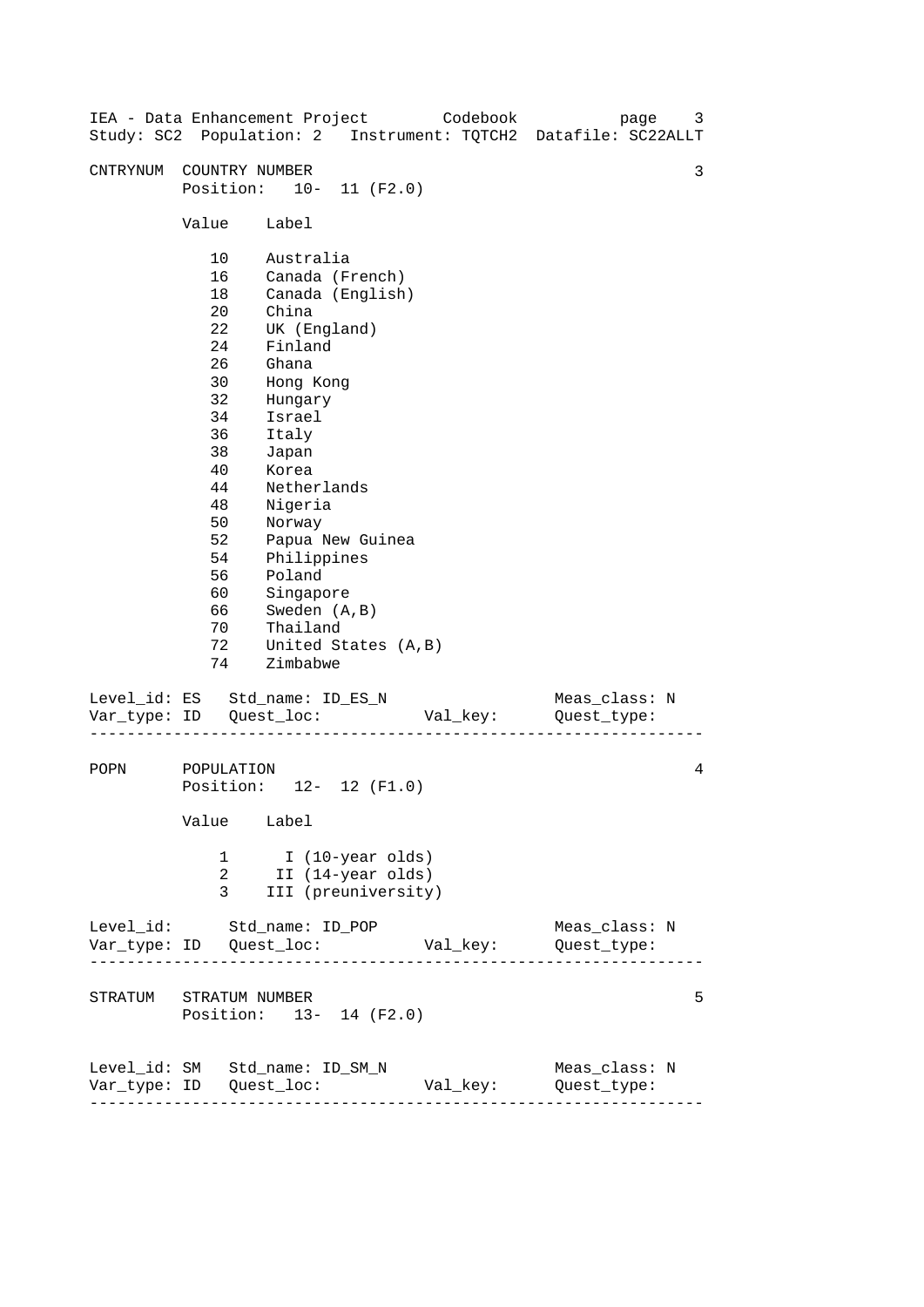CNTRYNUM  COUNTRY NUMBER  3

Position: 10- 11 (F2.0)

| Value | Label |
|---|---|
| 10 | Australia |
| 16 | Canada (French) |
| 18 | Canada (English) |
| 20 | China |
| 22 | UK (England) |
| 24 | Finland |
| 26 | Ghana |
| 30 | Hong Kong |
| 32 | Hungary |
| 34 | Israel |
| 36 | Italy |
| 38 | Japan |
| 40 | Korea |
| 44 | Netherlands |
| 48 | Nigeria |
| 50 | Norway |
| 52 | Papua New Guinea |
| 54 | Philippines |
| 56 | Poland |
| 60 | Singapore |
| 66 | Sweden (A,B) |
| 70 | Thailand |
| 72 | United States (A,B) |
| 74 | Zimbabwe |

Level_id: ES   Std_name: ID_ES_N   Meas_class: N
Var_type: ID   Quest_loc:   Val_key:   Quest_type:

---

POPN  POPULATION  4

Position: 12- 12 (F1.0)

| Value | Label |
|---|---|
| 1 | I (10-year olds) |
| 2 | II (14-year olds) |
| 3 | III (preuniversity) |

Level_id:   Std_name: ID_POP   Meas_class: N
Var_type: ID   Quest_loc:   Val_key:   Quest_type:

---

STRATUM  STRATUM NUMBER  5

Position: 13- 14 (F2.0)

Level_id: SM   Std_name: ID_SM_N   Meas_class: N
Var_type: ID   Quest_loc:   Val_key:   Quest_type:

---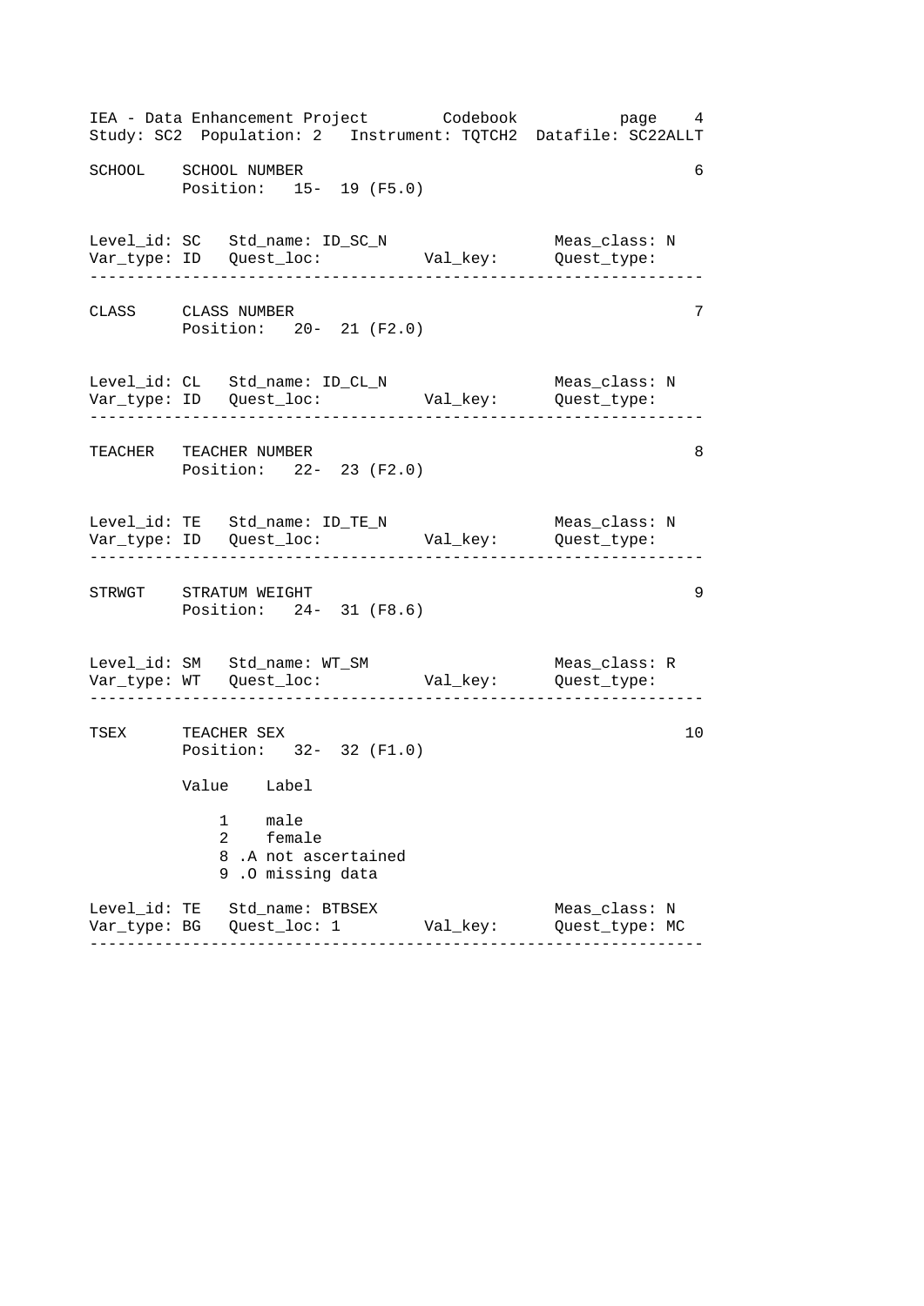```
SCHOOL    SCHOOL NUMBER                                        6
          Position:   15-  19 (F5.0)


Level_id: SC   Std_name: ID_SC_N                  Meas_class: N
Var_type: ID   Quest_loc:          Val_key:       Quest_type:
------------------------------------------------------------------

CLASS     CLASS NUMBER                                         7
          Position:   20-  21 (F2.0)


Level_id: CL   Std_name: ID_CL_N                  Meas_class: N
Var_type: ID   Quest_loc:          Val_key:       Quest_type:
------------------------------------------------------------------

TEACHER   TEACHER NUMBER                                       8
          Position:   22-  23 (F2.0)


Level_id: TE   Std_name: ID_TE_N                  Meas_class: N
Var_type: ID   Quest_loc:          Val_key:       Quest_type:
------------------------------------------------------------------

STRWGT    STRATUM WEIGHT                                       9
          Position:   24-  31 (F8.6)


Level_id: SM   Std_name: WT_SM                    Meas_class: R
Var_type: WT   Quest_loc:          Val_key:       Quest_type:
------------------------------------------------------------------

TSEX      TEACHER SEX                                         10
          Position:   32-  32 (F1.0)

          Value    Label

              1    male
              2    female
              8 .A not ascertained
              9 .O missing data

Level_id: TE   Std_name: BTBSEX                   Meas_class: N
Var_type: BG   Quest_loc: 1        Val_key:       Quest_type: MC
------------------------------------------------------------------
```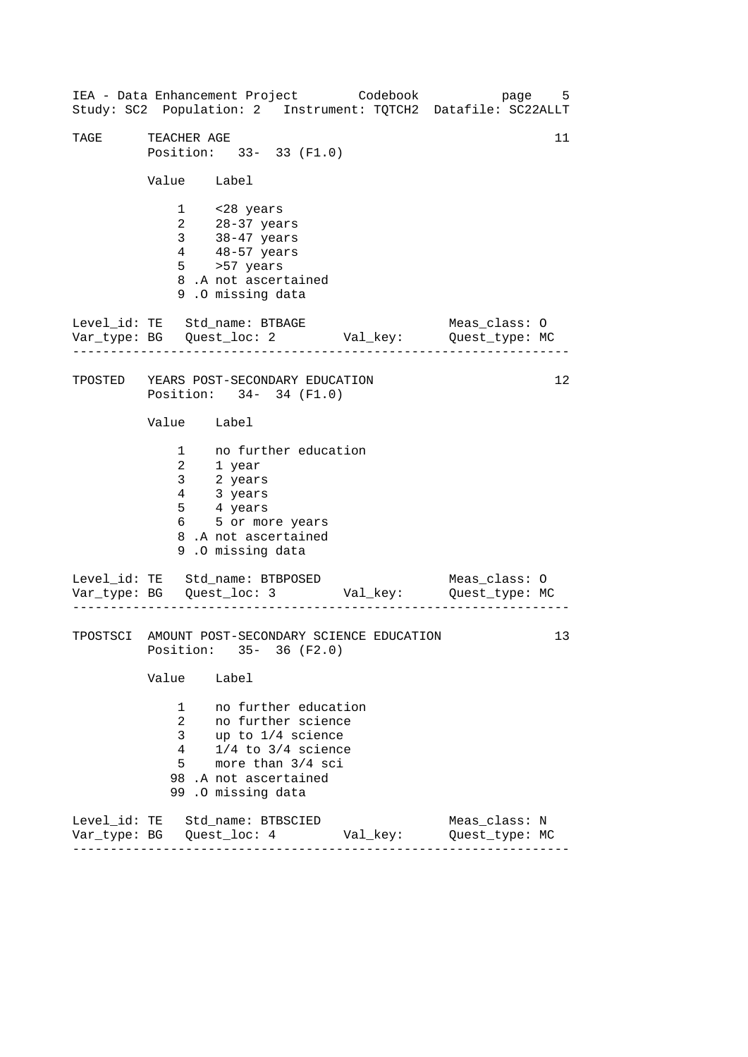TAGE TEACHER AGE 11

Position: 33- 33 (F1.0)

| Value | Label |
|---|---|
| 1 | <28 years |
| 2 | 28-37 years |
| 3 | 38-47 years |
| 4 | 48-57 years |
| 5 | >57 years |
| 8 .A | not ascertained |
| 9 .O | missing data |

Level_id: TE Std_name: BTBAGE Meas_class: O
Var_type: BG Quest_loc: 2 Val_key: Quest_type: MC

---

TPOSTED YEARS POST-SECONDARY EDUCATION 12

Position: 34- 34 (F1.0)

| Value | Label |
|---|---|
| 1 | no further education |
| 2 | 1 year |
| 3 | 2 years |
| 4 | 3 years |
| 5 | 4 years |
| 6 | 5 or more years |
| 8 .A | not ascertained |
| 9 .O | missing data |

Level_id: TE Std_name: BTBPOSED Meas_class: O
Var_type: BG Quest_loc: 3 Val_key: Quest_type: MC

---

TPOSTSCI AMOUNT POST-SECONDARY SCIENCE EDUCATION 13

Position: 35- 36 (F2.0)

| Value | Label |
|---|---|
| 1 | no further education |
| 2 | no further science |
| 3 | up to 1/4 science |
| 4 | 1/4 to 3/4 science |
| 5 | more than 3/4 sci |
| 98 .A | not ascertained |
| 99 .O | missing data |

Level_id: TE Std_name: BTBSCIED Meas_class: N
Var_type: BG Quest_loc: 4 Val_key: Quest_type: MC

---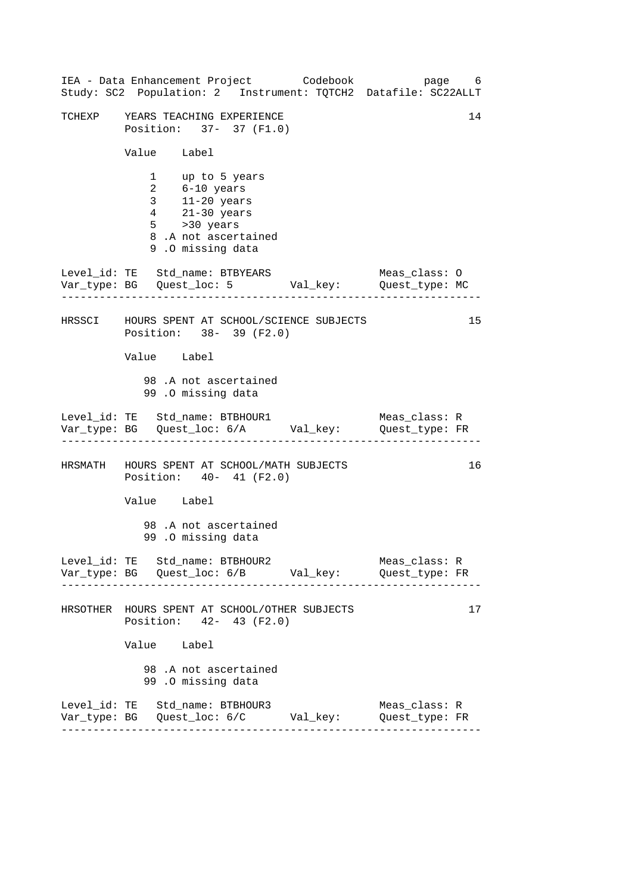**TCHEXP** YEARS TEACHING EXPERIENCE — 14

Position: 37- 37 (F1.0)

| Value | Label |
|---|---|
| 1 | up to 5 years |
| 2 | 6-10 years |
| 3 | 11-20 years |
| 4 | 21-30 years |
| 5 | >30 years |
| 8 | .A not ascertained |
| 9 | .O missing data |

Level_id: TE   Std_name: BTBYEARS   Meas_class: O
Var_type: BG   Quest_loc: 5   Val_key:   Quest_type: MC

---

**HRSSCI** HOURS SPENT AT SCHOOL/SCIENCE SUBJECTS — 15

Position: 38- 39 (F2.0)

| Value | Label |
|---|---|
| 98 | .A not ascertained |
| 99 | .O missing data |

Level_id: TE   Std_name: BTBHOUR1   Meas_class: R
Var_type: BG   Quest_loc: 6/A   Val_key:   Quest_type: FR

---

**HRSMATH** HOURS SPENT AT SCHOOL/MATH SUBJECTS — 16

Position: 40- 41 (F2.0)

| Value | Label |
|---|---|
| 98 | .A not ascertained |
| 99 | .O missing data |

Level_id: TE   Std_name: BTBHOUR2   Meas_class: R
Var_type: BG   Quest_loc: 6/B   Val_key:   Quest_type: FR

---

**HRSOTHER** HOURS SPENT AT SCHOOL/OTHER SUBJECTS — 17

Position: 42- 43 (F2.0)

| Value | Label |
|---|---|
| 98 | .A not ascertained |
| 99 | .O missing data |

Level_id: TE   Std_name: BTBHOUR3   Meas_class: R
Var_type: BG   Quest_loc: 6/C   Val_key:   Quest_type: FR

---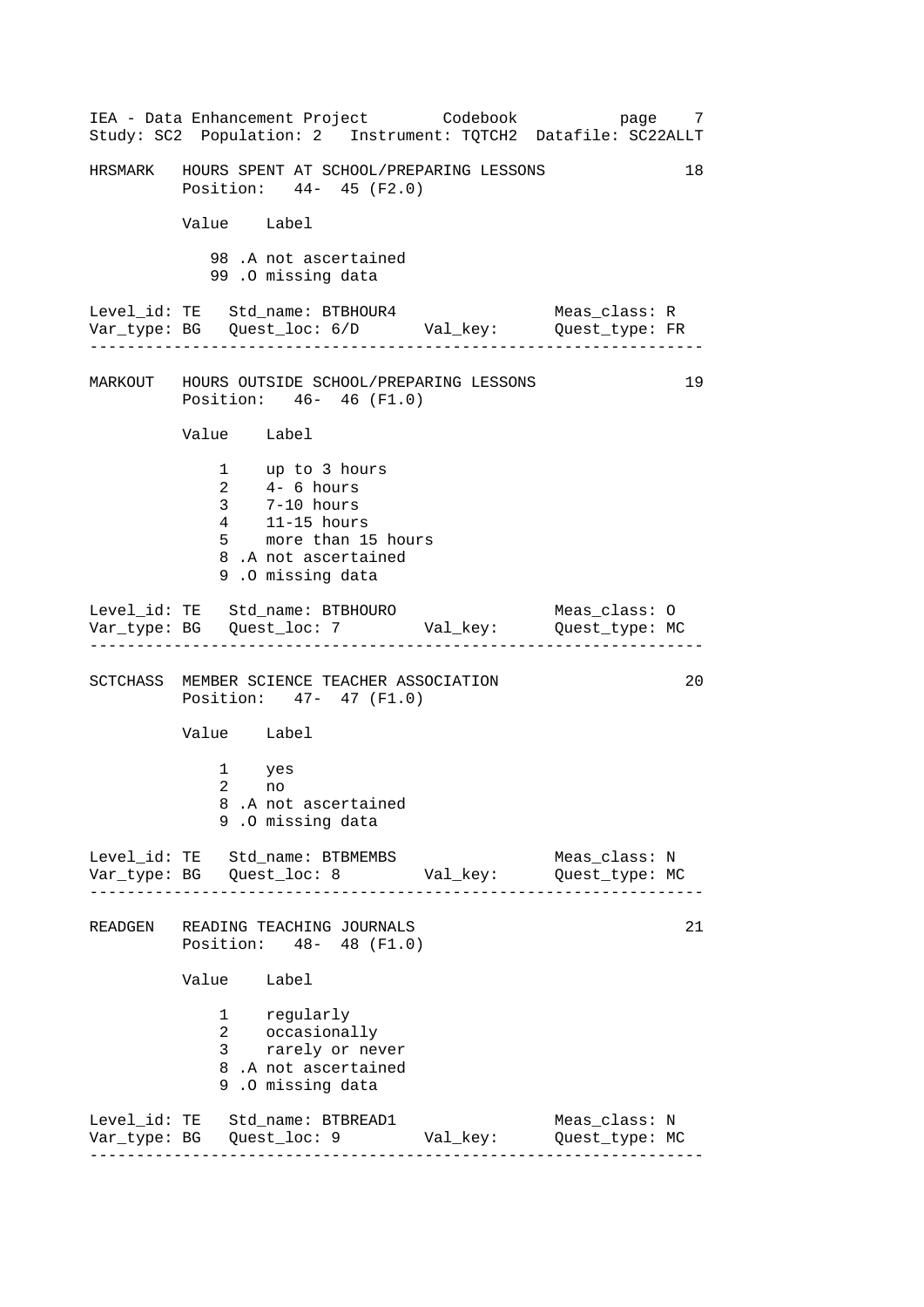```
HRSMARK   HOURS SPENT AT SCHOOL/PREPARING LESSONS                 18
          Position:   44-  45 (F2.0)

          Value    Label

             98 .A not ascertained
             99 .O missing data

Level_id: TE   Std_name: BTBHOUR4                  Meas_class: R
Var_type: BG   Quest_loc: 6/D       Val_key:       Quest_type: FR
-----------------------------------------------------------------

MARKOUT   HOURS OUTSIDE SCHOOL/PREPARING LESSONS                  19
          Position:   46-  46 (F1.0)

          Value    Label

              1    up to 3 hours
              2    4- 6 hours
              3    7-10 hours
              4    11-15 hours
              5    more than 15 hours
              8 .A not ascertained
              9 .O missing data

Level_id: TE   Std_name: BTBHOURO                  Meas_class: O
Var_type: BG   Quest_loc: 7         Val_key:       Quest_type: MC
-----------------------------------------------------------------

SCTCHASS  MEMBER SCIENCE TEACHER ASSOCIATION                      20
          Position:   47-  47 (F1.0)

          Value    Label

              1    yes
              2    no
              8 .A not ascertained
              9 .O missing data

Level_id: TE   Std_name: BTBMEMBS                  Meas_class: N
Var_type: BG   Quest_loc: 8         Val_key:       Quest_type: MC
-----------------------------------------------------------------

READGEN   READING TEACHING JOURNALS                               21
          Position:   48-  48 (F1.0)

          Value    Label

              1    regularly
              2    occasionally
              3    rarely or never
              8 .A not ascertained
              9 .O missing data

Level_id: TE   Std_name: BTBREAD1                  Meas_class: N
Var_type: BG   Quest_loc: 9         Val_key:       Quest_type: MC
-----------------------------------------------------------------
```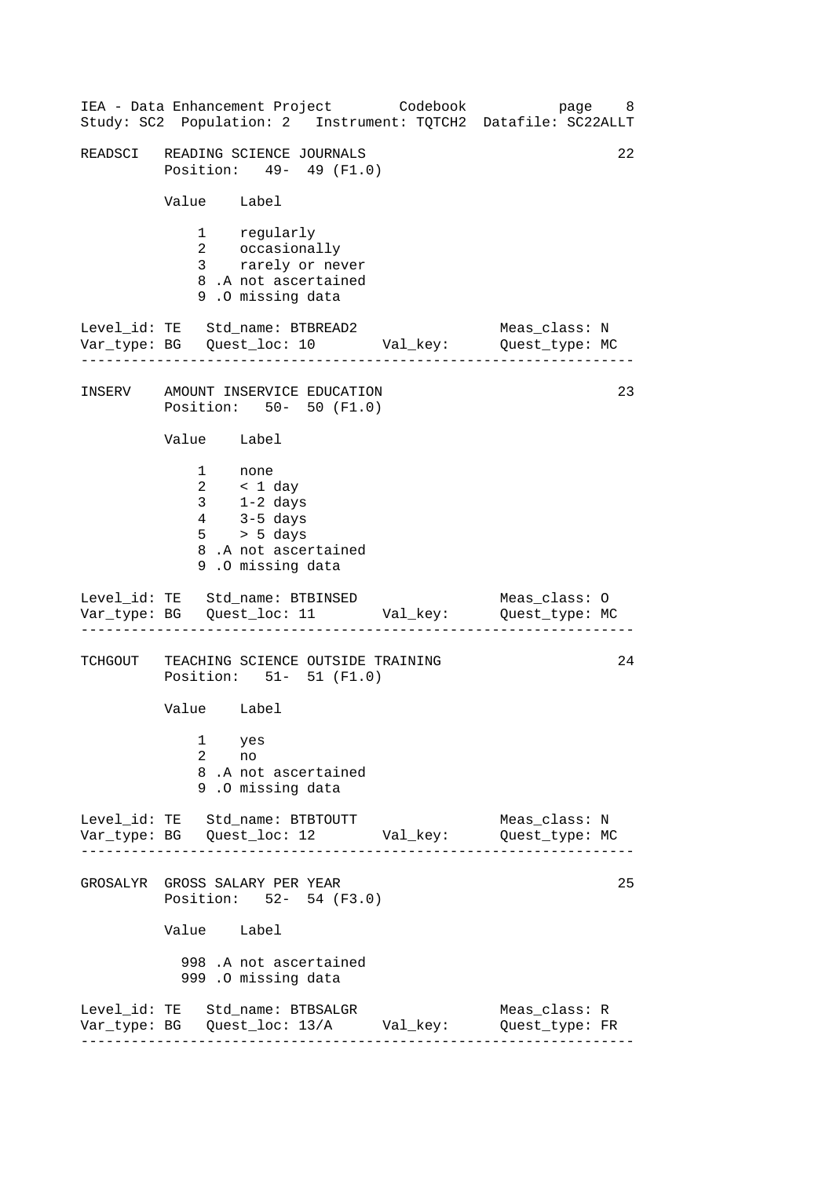```
READSCI   READING SCIENCE JOURNALS                                    22
          Position:   49-  49 (F1.0)

          Value    Label

              1    regularly
              2    occasionally
              3    rarely or never
              8 .A not ascertained
              9 .O missing data

Level_id: TE   Std_name: BTBREAD2                   Meas_class: N
Var_type: BG   Quest_loc: 10        Val_key:        Quest_type: MC
-------------------------------------------------------------------

INSERV    AMOUNT INSERVICE EDUCATION                                  23
          Position:   50-  50 (F1.0)

          Value    Label

              1    none
              2    < 1 day
              3    1-2 days
              4    3-5 days
              5    > 5 days
              8 .A not ascertained
              9 .O missing data

Level_id: TE   Std_name: BTBINSED                   Meas_class: O
Var_type: BG   Quest_loc: 11        Val_key:        Quest_type: MC
-------------------------------------------------------------------

TCHGOUT   TEACHING SCIENCE OUTSIDE TRAINING                           24
          Position:   51-  51 (F1.0)

          Value    Label

              1    yes
              2    no
              8 .A not ascertained
              9 .O missing data

Level_id: TE   Std_name: BTBTOUTT                   Meas_class: N
Var_type: BG   Quest_loc: 12        Val_key:        Quest_type: MC
-------------------------------------------------------------------

GROSALYR  GROSS SALARY PER YEAR                                       25
          Position:   52-  54 (F3.0)

          Value    Label

            998 .A not ascertained
            999 .O missing data

Level_id: TE   Std_name: BTBSALGR                   Meas_class: R
Var_type: BG   Quest_loc: 13/A      Val_key:        Quest_type: FR
-------------------------------------------------------------------
```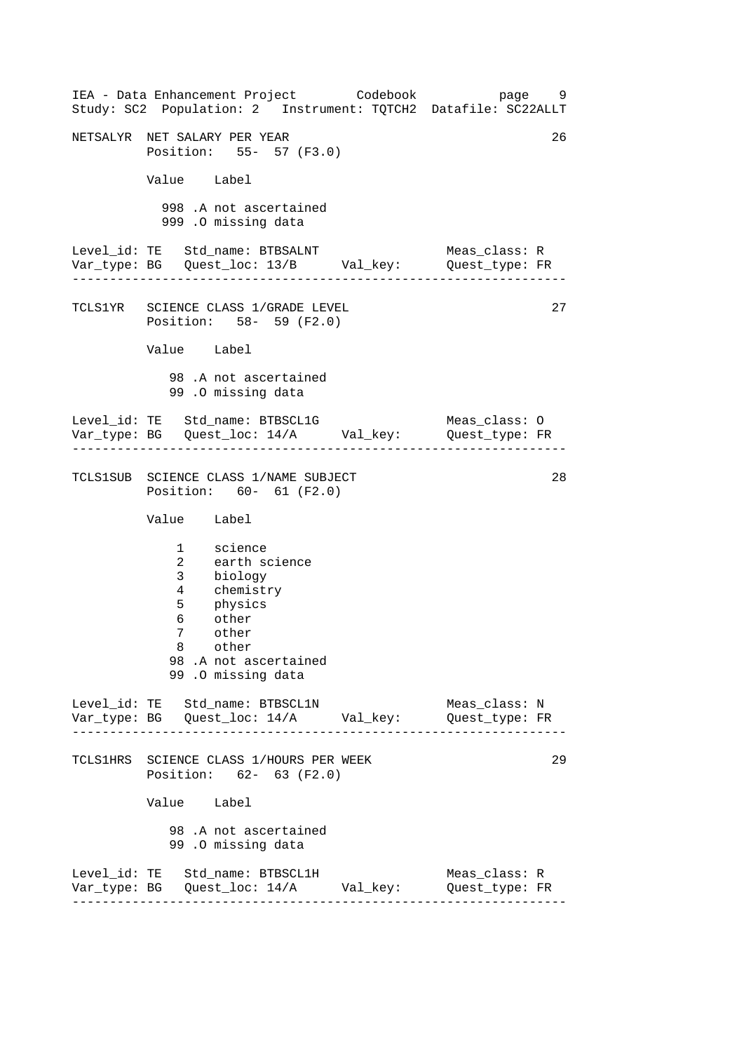NETSALYR NET SALARY PER YEAR 26
Position: 55- 57 (F3.0)

| Value | Label |
|---|---|
| 998 .A | not ascertained |
| 999 .O | missing data |

Level_id: TE Std_name: BTBSALNT Meas_class: R
Var_type: BG Quest_loc: 13/B Val_key: Quest_type: FR

---

TCLS1YR SCIENCE CLASS 1/GRADE LEVEL 27
Position: 58- 59 (F2.0)

| Value | Label |
|---|---|
| 98 .A | not ascertained |
| 99 .O | missing data |

Level_id: TE Std_name: BTBSCL1G Meas_class: O
Var_type: BG Quest_loc: 14/A Val_key: Quest_type: FR

---

TCLS1SUB SCIENCE CLASS 1/NAME SUBJECT 28
Position: 60- 61 (F2.0)

| Value | Label |
|---|---|
| 1 | science |
| 2 | earth science |
| 3 | biology |
| 4 | chemistry |
| 5 | physics |
| 6 | other |
| 7 | other |
| 8 | other |
| 98 .A | not ascertained |
| 99 .O | missing data |

Level_id: TE Std_name: BTBSCL1N Meas_class: N
Var_type: BG Quest_loc: 14/A Val_key: Quest_type: FR

---

TCLS1HRS SCIENCE CLASS 1/HOURS PER WEEK 29
Position: 62- 63 (F2.0)

| Value | Label |
|---|---|
| 98 .A | not ascertained |
| 99 .O | missing data |

Level_id: TE Std_name: BTBSCL1H Meas_class: R
Var_type: BG Quest_loc: 14/A Val_key: Quest_type: FR

---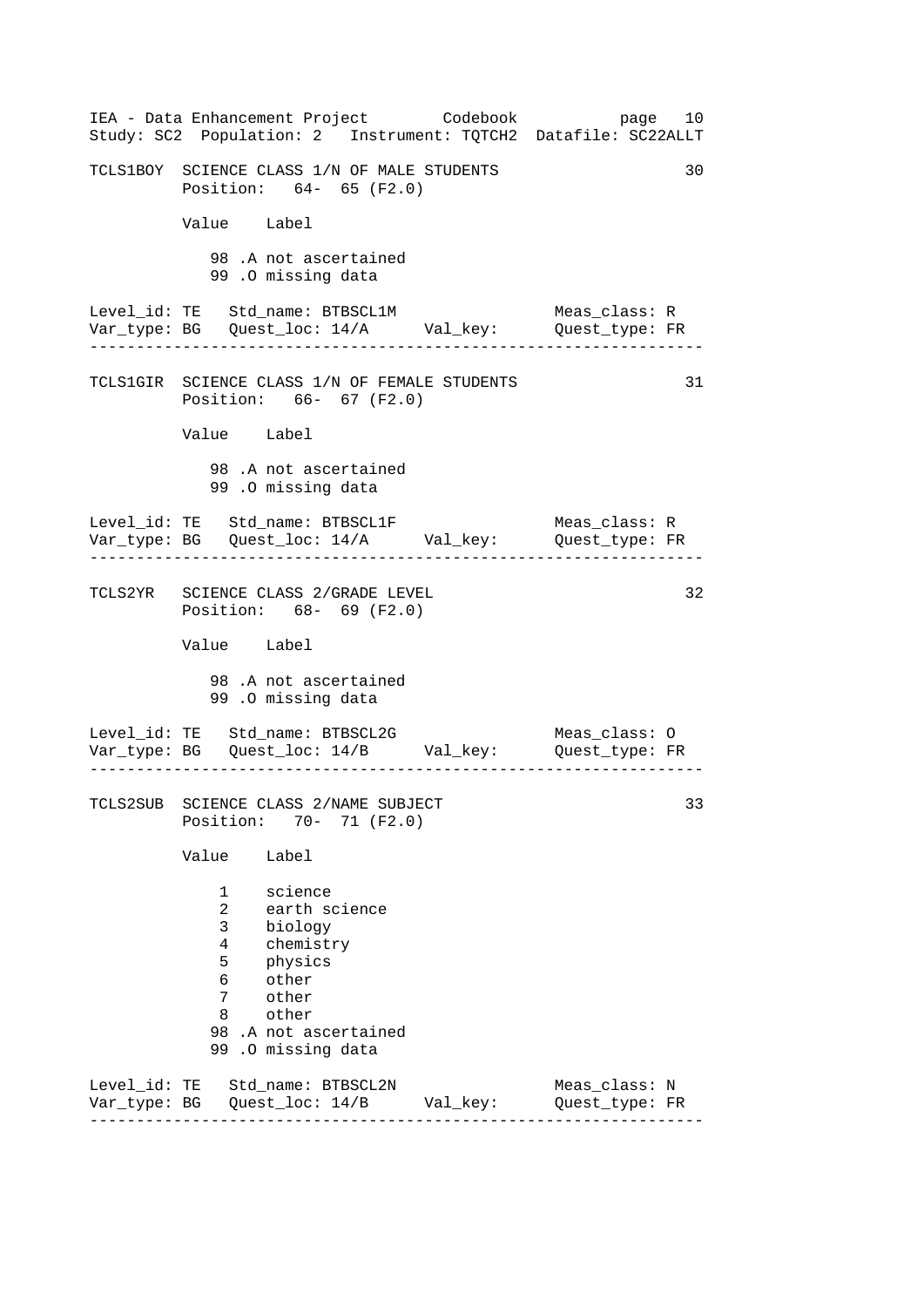```
TCLS1BOY  SCIENCE CLASS 1/N OF MALE STUDENTS                       30
          Position:   64- 65 (F2.0)

          Value    Label

             98 .A not ascertained
             99 .O missing data

Level_id: TE   Std_name: BTBSCL1M                  Meas_class: R
Var_type: BG   Quest_loc: 14/A      Val_key:       Quest_type: FR
-----------------------------------------------------------------

TCLS1GIR  SCIENCE CLASS 1/N OF FEMALE STUDENTS                     31
          Position:   66- 67 (F2.0)

          Value    Label

             98 .A not ascertained
             99 .O missing data

Level_id: TE   Std_name: BTBSCL1F                  Meas_class: R
Var_type: BG   Quest_loc: 14/A      Val_key:       Quest_type: FR
-----------------------------------------------------------------

TCLS2YR   SCIENCE CLASS 2/GRADE LEVEL                              32
          Position:   68- 69 (F2.0)

          Value    Label

             98 .A not ascertained
             99 .O missing data

Level_id: TE   Std_name: BTBSCL2G                  Meas_class: O
Var_type: BG   Quest_loc: 14/B      Val_key:       Quest_type: FR
-----------------------------------------------------------------

TCLS2SUB  SCIENCE CLASS 2/NAME SUBJECT                             33
          Position:   70- 71 (F2.0)

          Value    Label

              1    science
              2    earth science
              3    biology
              4    chemistry
              5    physics
              6    other
              7    other
              8    other
             98 .A not ascertained
             99 .O missing data

Level_id: TE   Std_name: BTBSCL2N                  Meas_class: N
Var_type: BG   Quest_loc: 14/B      Val_key:       Quest_type: FR
-----------------------------------------------------------------
```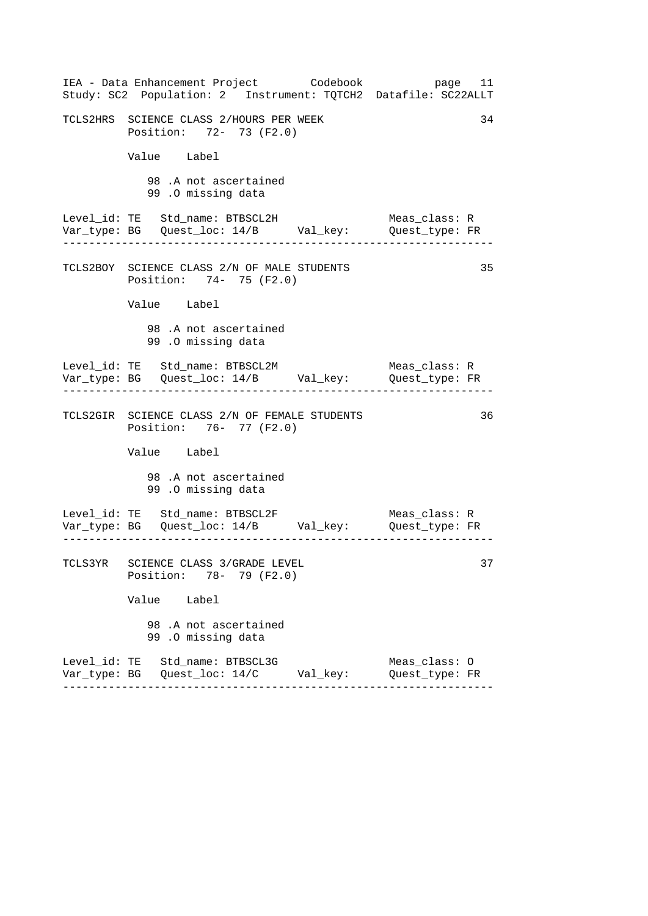TCLS2HRS SCIENCE CLASS 2/HOURS PER WEEK 34
Position: 72- 73 (F2.0)

Value Label

98 .A not ascertained
99 .O missing data

Level_id: TE Std_name: BTBSCL2H Meas_class: R
Var_type: BG Quest_loc: 14/B Val_key: Quest_type: FR

---

TCLS2BOY SCIENCE CLASS 2/N OF MALE STUDENTS 35
Position: 74- 75 (F2.0)

Value Label

98 .A not ascertained
99 .O missing data

Level_id: TE Std_name: BTBSCL2M Meas_class: R
Var_type: BG Quest_loc: 14/B Val_key: Quest_type: FR

---

TCLS2GIR SCIENCE CLASS 2/N OF FEMALE STUDENTS 36
Position: 76- 77 (F2.0)

Value Label

98 .A not ascertained
99 .O missing data

Level_id: TE Std_name: BTBSCL2F Meas_class: R
Var_type: BG Quest_loc: 14/B Val_key: Quest_type: FR

---

TCLS3YR SCIENCE CLASS 3/GRADE LEVEL 37
Position: 78- 79 (F2.0)

Value Label

98 .A not ascertained
99 .O missing data

Level_id: TE Std_name: BTBSCL3G Meas_class: O
Var_type: BG Quest_loc: 14/C Val_key: Quest_type: FR

---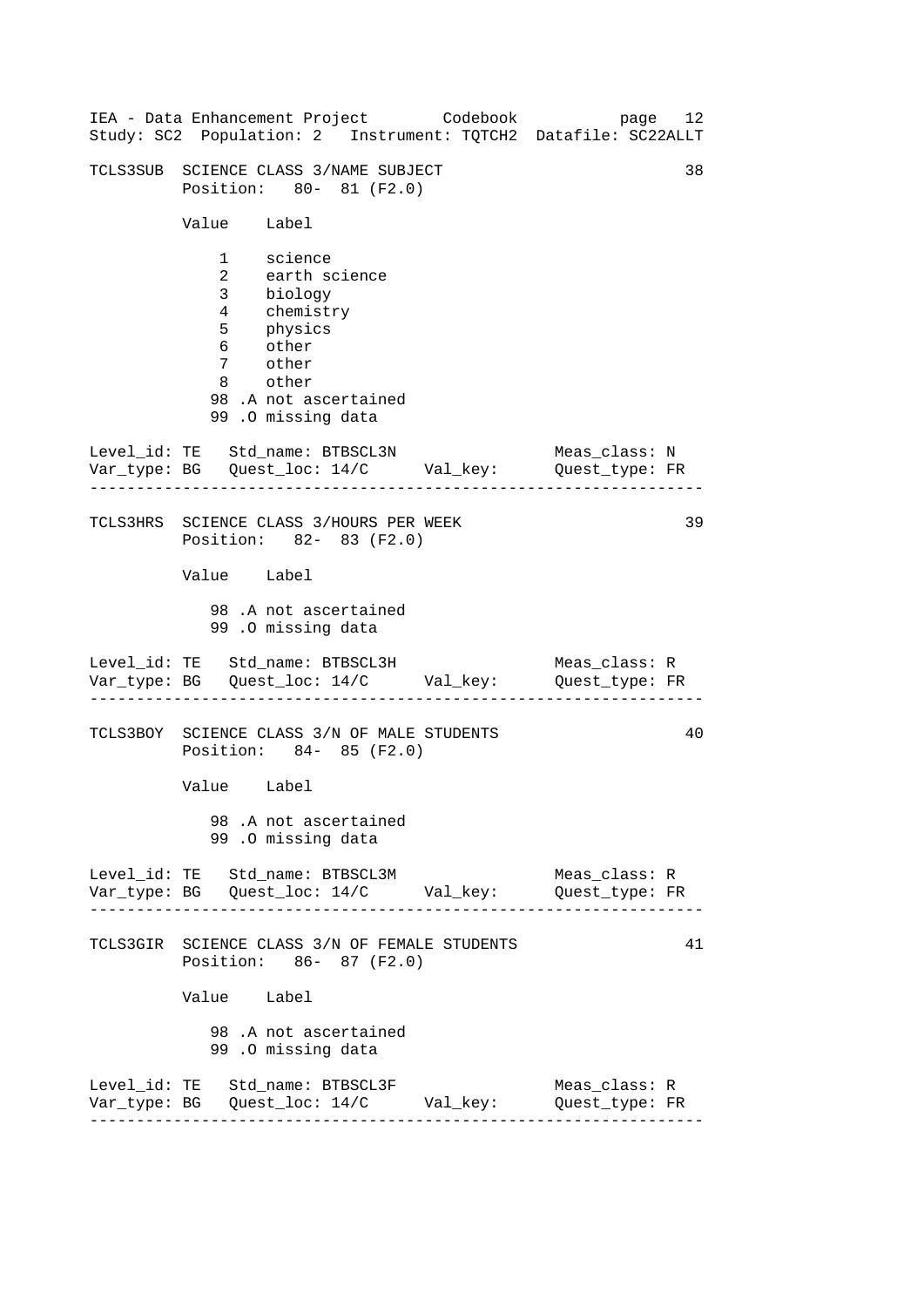TCLS3SUB  SCIENCE CLASS 3/NAME SUBJECT                                38
          Position:   80-  81 (F2.0)

          Value    Label

              1    science
              2    earth science
              3    biology
              4    chemistry
              5    physics
              6    other
              7    other
              8    other
             98 .A not ascertained
             99 .O missing data

Level_id: TE   Std_name: BTBSCL3N                  Meas_class: N
Var_type: BG   Quest_loc: 14/C      Val_key:       Quest_type: FR

---

TCLS3HRS  SCIENCE CLASS 3/HOURS PER WEEK                              39
          Position:   82-  83 (F2.0)

          Value    Label

             98 .A not ascertained
             99 .O missing data

Level_id: TE   Std_name: BTBSCL3H                  Meas_class: R
Var_type: BG   Quest_loc: 14/C      Val_key:       Quest_type: FR

---

TCLS3BOY  SCIENCE CLASS 3/N OF MALE STUDENTS                          40
          Position:   84-  85 (F2.0)

          Value    Label

             98 .A not ascertained
             99 .O missing data

Level_id: TE   Std_name: BTBSCL3M                  Meas_class: R
Var_type: BG   Quest_loc: 14/C      Val_key:       Quest_type: FR

---

TCLS3GIR  SCIENCE CLASS 3/N OF FEMALE STUDENTS                        41
          Position:   86-  87 (F2.0)

          Value    Label

             98 .A not ascertained
             99 .O missing data

Level_id: TE   Std_name: BTBSCL3F                  Meas_class: R
Var_type: BG   Quest_loc: 14/C      Val_key:       Quest_type: FR

---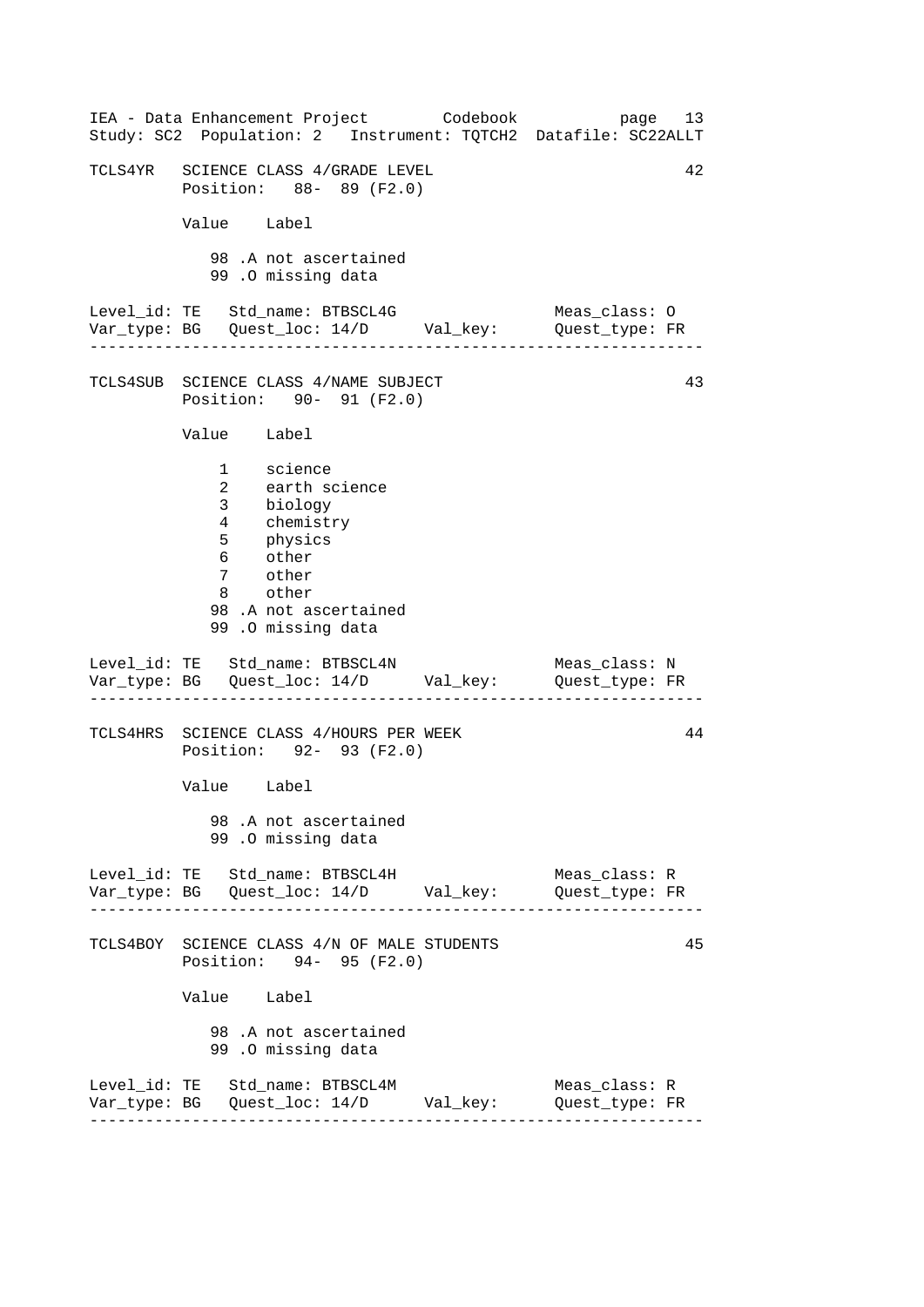```
TCLS4YR   SCIENCE CLASS 4/GRADE LEVEL                              42
          Position:   88- 89 (F2.0)

          Value    Label

             98 .A not ascertained
             99 .O missing data

Level_id: TE   Std_name: BTBSCL4G                 Meas_class: O
Var_type: BG   Quest_loc: 14/D      Val_key:      Quest_type: FR
----------------------------------------------------------------

TCLS4SUB  SCIENCE CLASS 4/NAME SUBJECT                             43
          Position:   90- 91 (F2.0)

          Value    Label

              1    science
              2    earth science
              3    biology
              4    chemistry
              5    physics
              6    other
              7    other
              8    other
             98 .A not ascertained
             99 .O missing data

Level_id: TE   Std_name: BTBSCL4N                 Meas_class: N
Var_type: BG   Quest_loc: 14/D      Val_key:      Quest_type: FR
----------------------------------------------------------------

TCLS4HRS  SCIENCE CLASS 4/HOURS PER WEEK                           44
          Position:   92- 93 (F2.0)

          Value    Label

             98 .A not ascertained
             99 .O missing data

Level_id: TE   Std_name: BTBSCL4H                 Meas_class: R
Var_type: BG   Quest_loc: 14/D      Val_key:      Quest_type: FR
----------------------------------------------------------------

TCLS4BOY  SCIENCE CLASS 4/N OF MALE STUDENTS                       45
          Position:   94- 95 (F2.0)

          Value    Label

             98 .A not ascertained
             99 .O missing data

Level_id: TE   Std_name: BTBSCL4M                 Meas_class: R
Var_type: BG   Quest_loc: 14/D      Val_key:      Quest_type: FR
----------------------------------------------------------------
```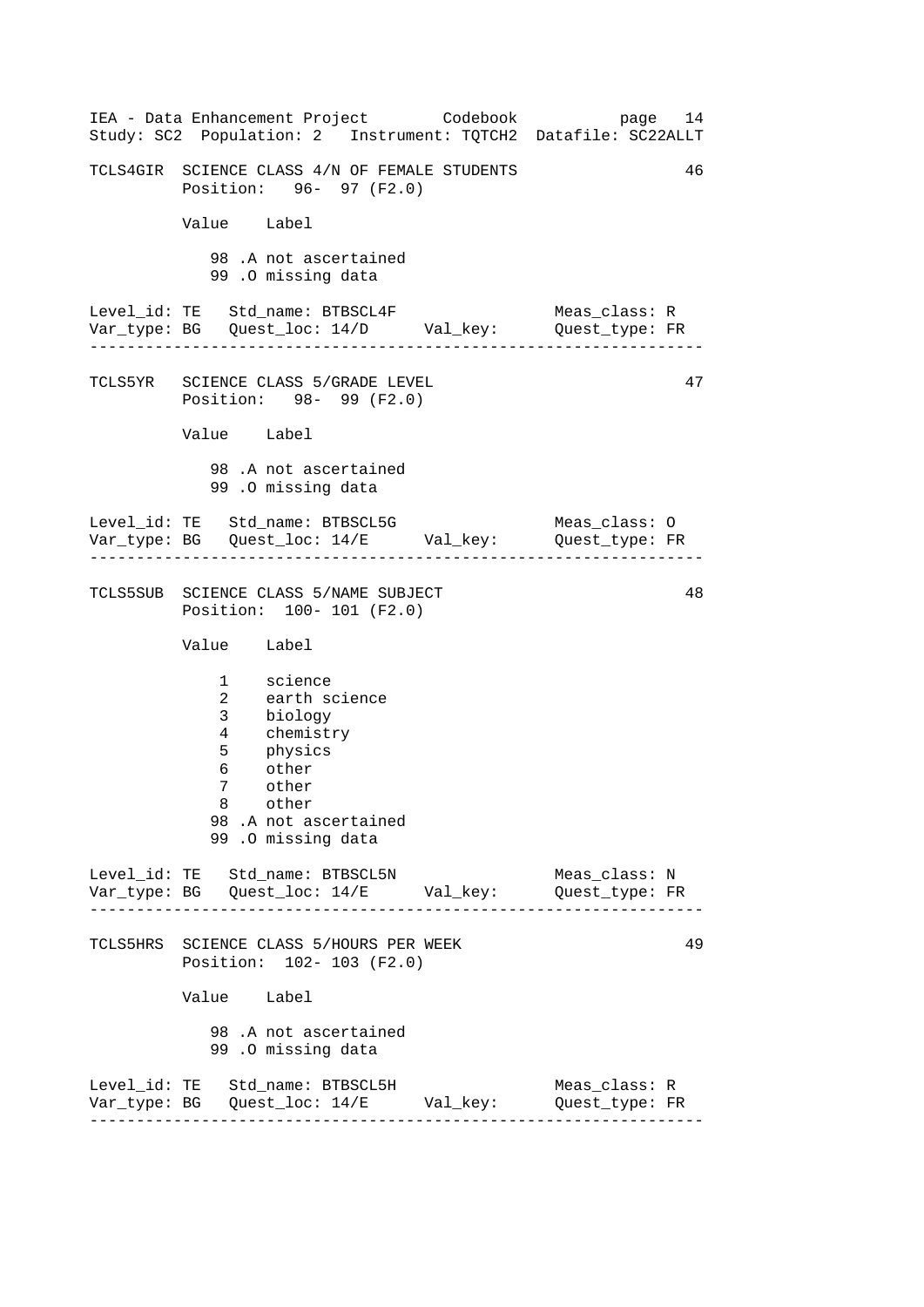TCLS4GIR SCIENCE CLASS 4/N OF FEMALE STUDENTS 46
Position: 96- 97 (F2.0)

| Value | Label |
|---|---|
| 98 | .A not ascertained |
| 99 | .O missing data |

Level_id: TE Std_name: BTBSCL4F Meas_class: R
Var_type: BG Quest_loc: 14/D Val_key: Quest_type: FR

---

TCLS5YR SCIENCE CLASS 5/GRADE LEVEL 47
Position: 98- 99 (F2.0)

| Value | Label |
|---|---|
| 98 | .A not ascertained |
| 99 | .O missing data |

Level_id: TE Std_name: BTBSCL5G Meas_class: O
Var_type: BG Quest_loc: 14/E Val_key: Quest_type: FR

---

TCLS5SUB SCIENCE CLASS 5/NAME SUBJECT 48
Position: 100- 101 (F2.0)

| Value | Label |
|---|---|
| 1 | science |
| 2 | earth science |
| 3 | biology |
| 4 | chemistry |
| 5 | physics |
| 6 | other |
| 7 | other |
| 8 | other |
| 98 | .A not ascertained |
| 99 | .O missing data |

Level_id: TE Std_name: BTBSCL5N Meas_class: N
Var_type: BG Quest_loc: 14/E Val_key: Quest_type: FR

---

TCLS5HRS SCIENCE CLASS 5/HOURS PER WEEK 49
Position: 102- 103 (F2.0)

| Value | Label |
|---|---|
| 98 | .A not ascertained |
| 99 | .O missing data |

Level_id: TE Std_name: BTBSCL5H Meas_class: R
Var_type: BG Quest_loc: 14/E Val_key: Quest_type: FR

---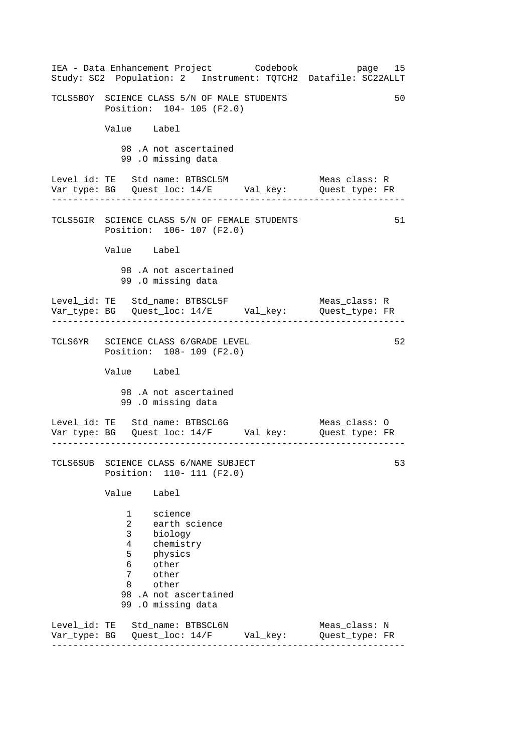```
TCLS5BOY  SCIENCE CLASS 5/N OF MALE STUDENTS                        50
          Position:  104- 105 (F2.0)

          Value    Label

             98 .A not ascertained
             99 .O missing data

Level_id: TE   Std_name: BTBSCL5M                   Meas_class: R
Var_type: BG   Quest_loc: 14/E      Val_key:        Quest_type: FR
-----------------------------------------------------------------

TCLS5GIR  SCIENCE CLASS 5/N OF FEMALE STUDENTS                      51
          Position:  106- 107 (F2.0)

          Value    Label

             98 .A not ascertained
             99 .O missing data

Level_id: TE   Std_name: BTBSCL5F                   Meas_class: R
Var_type: BG   Quest_loc: 14/E      Val_key:        Quest_type: FR
-----------------------------------------------------------------

TCLS6YR   SCIENCE CLASS 6/GRADE LEVEL                               52
          Position:  108- 109 (F2.0)

          Value    Label

             98 .A not ascertained
             99 .O missing data

Level_id: TE   Std_name: BTBSCL6G                   Meas_class: O
Var_type: BG   Quest_loc: 14/F      Val_key:        Quest_type: FR
-----------------------------------------------------------------

TCLS6SUB  SCIENCE CLASS 6/NAME SUBJECT                              53
          Position:  110- 111 (F2.0)

          Value    Label

              1    science
              2    earth science
              3    biology
              4    chemistry
              5    physics
              6    other
              7    other
              8    other
             98 .A not ascertained
             99 .O missing data

Level_id: TE   Std_name: BTBSCL6N                   Meas_class: N
Var_type: BG   Quest_loc: 14/F      Val_key:        Quest_type: FR
-----------------------------------------------------------------
```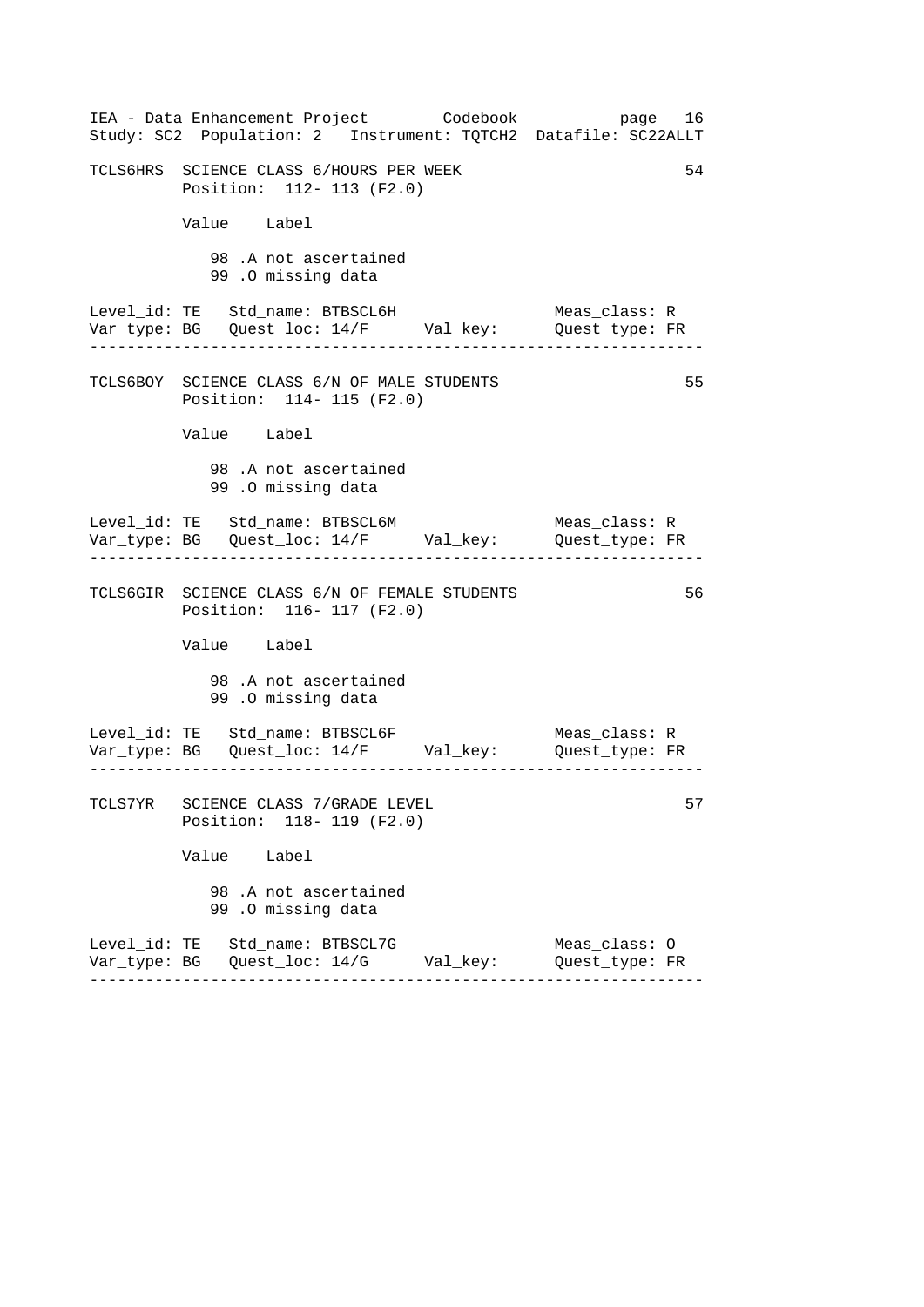TCLS6HRS SCIENCE CLASS 6/HOURS PER WEEK 54
Position: 112- 113 (F2.0)

Value Label

98 .A not ascertained
99 .O missing data

Level_id: TE Std_name: BTBSCL6H Meas_class: R
Var_type: BG Quest_loc: 14/F Val_key: Quest_type: FR

---

TCLS6BOY SCIENCE CLASS 6/N OF MALE STUDENTS 55
Position: 114- 115 (F2.0)

Value Label

98 .A not ascertained
99 .O missing data

Level_id: TE Std_name: BTBSCL6M Meas_class: R
Var_type: BG Quest_loc: 14/F Val_key: Quest_type: FR

---

TCLS6GIR SCIENCE CLASS 6/N OF FEMALE STUDENTS 56
Position: 116- 117 (F2.0)

Value Label

98 .A not ascertained
99 .O missing data

Level_id: TE Std_name: BTBSCL6F Meas_class: R
Var_type: BG Quest_loc: 14/F Val_key: Quest_type: FR

---

TCLS7YR SCIENCE CLASS 7/GRADE LEVEL 57
Position: 118- 119 (F2.0)

Value Label

98 .A not ascertained
99 .O missing data

Level_id: TE Std_name: BTBSCL7G Meas_class: O
Var_type: BG Quest_loc: 14/G Val_key: Quest_type: FR

---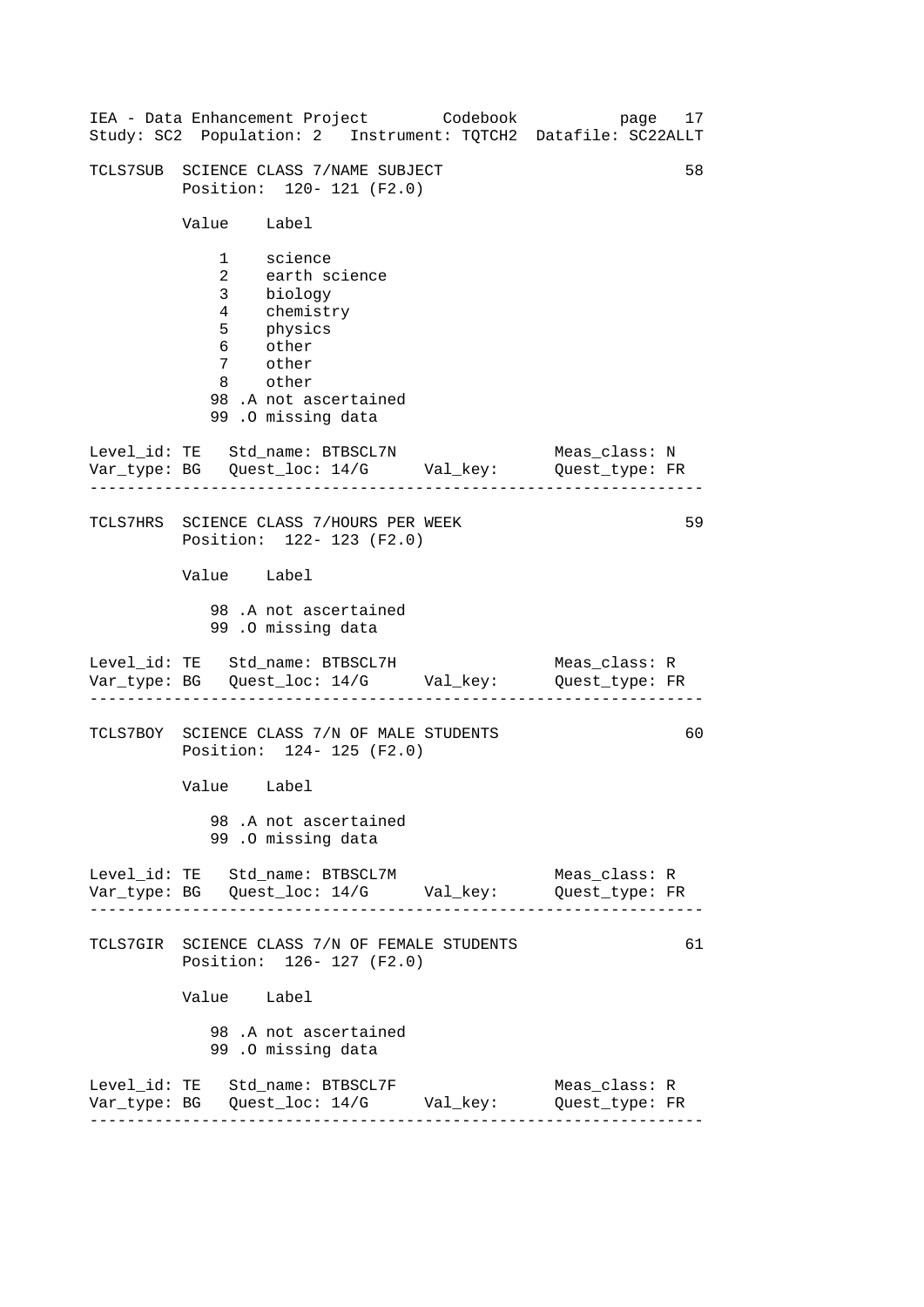TCLS7SUB SCIENCE CLASS 7/NAME SUBJECT 58

Position: 120- 121 (F2.0)

| Value | Label |
|---|---|
| 1 | science |
| 2 | earth science |
| 3 | biology |
| 4 | chemistry |
| 5 | physics |
| 6 | other |
| 7 | other |
| 8 | other |
| 98 .A | not ascertained |
| 99 .O | missing data |

Level_id: TE Std_name: BTBSCL7N Meas_class: N
Var_type: BG Quest_loc: 14/G Val_key: Quest_type: FR

---

TCLS7HRS SCIENCE CLASS 7/HOURS PER WEEK 59

Position: 122- 123 (F2.0)

| Value | Label |
|---|---|
| 98 .A | not ascertained |
| 99 .O | missing data |

Level_id: TE Std_name: BTBSCL7H Meas_class: R
Var_type: BG Quest_loc: 14/G Val_key: Quest_type: FR

---

TCLS7BOY SCIENCE CLASS 7/N OF MALE STUDENTS 60

Position: 124- 125 (F2.0)

| Value | Label |
|---|---|
| 98 .A | not ascertained |
| 99 .O | missing data |

Level_id: TE Std_name: BTBSCL7M Meas_class: R
Var_type: BG Quest_loc: 14/G Val_key: Quest_type: FR

---

TCLS7GIR SCIENCE CLASS 7/N OF FEMALE STUDENTS 61

Position: 126- 127 (F2.0)

| Value | Label |
|---|---|
| 98 .A | not ascertained |
| 99 .O | missing data |

Level_id: TE Std_name: BTBSCL7F Meas_class: R
Var_type: BG Quest_loc: 14/G Val_key: Quest_type: FR

---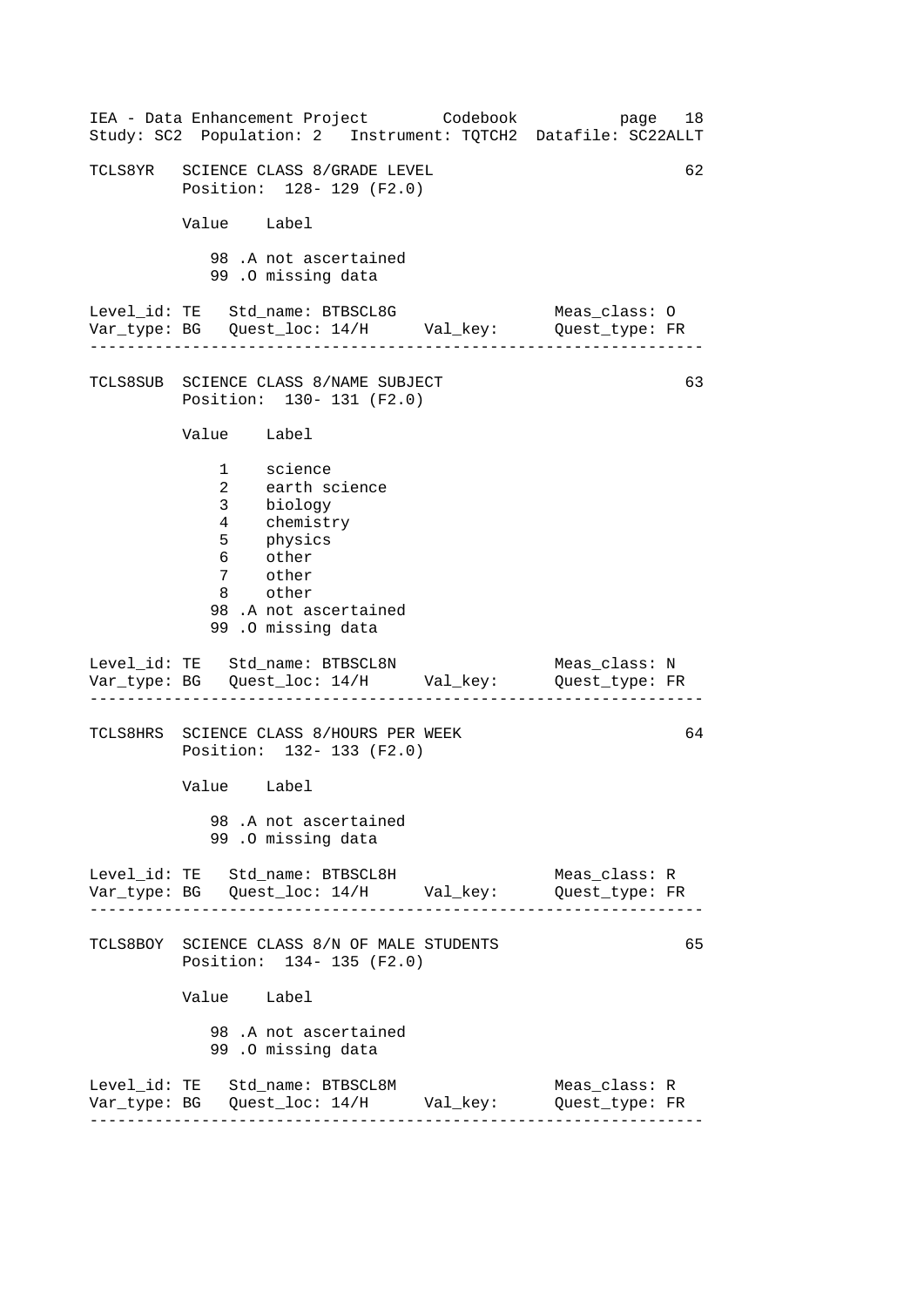TCLS8YR   SCIENCE CLASS 8/GRADE LEVEL                                   62
          Position:  128- 129 (F2.0)

          Value    Label

             98 .A not ascertained
             99 .O missing data

Level_id: TE   Std_name: BTBSCL8G                  Meas_class: O
Var_type: BG   Quest_loc: 14/H      Val_key:       Quest_type: FR

---

TCLS8SUB  SCIENCE CLASS 8/NAME SUBJECT                                  63
          Position:  130- 131 (F2.0)

          Value    Label

              1    science
              2    earth science
              3    biology
              4    chemistry
              5    physics
              6    other
              7    other
              8    other
             98 .A not ascertained
             99 .O missing data

Level_id: TE   Std_name: BTBSCL8N                  Meas_class: N
Var_type: BG   Quest_loc: 14/H      Val_key:       Quest_type: FR

---

TCLS8HRS  SCIENCE CLASS 8/HOURS PER WEEK                                64
          Position:  132- 133 (F2.0)

          Value    Label

             98 .A not ascertained
             99 .O missing data

Level_id: TE   Std_name: BTBSCL8H                  Meas_class: R
Var_type: BG   Quest_loc: 14/H      Val_key:       Quest_type: FR

---

TCLS8BOY  SCIENCE CLASS 8/N OF MALE STUDENTS                            65
          Position:  134- 135 (F2.0)

          Value    Label

             98 .A not ascertained
             99 .O missing data

Level_id: TE   Std_name: BTBSCL8M                  Meas_class: R
Var_type: BG   Quest_loc: 14/H      Val_key:       Quest_type: FR

---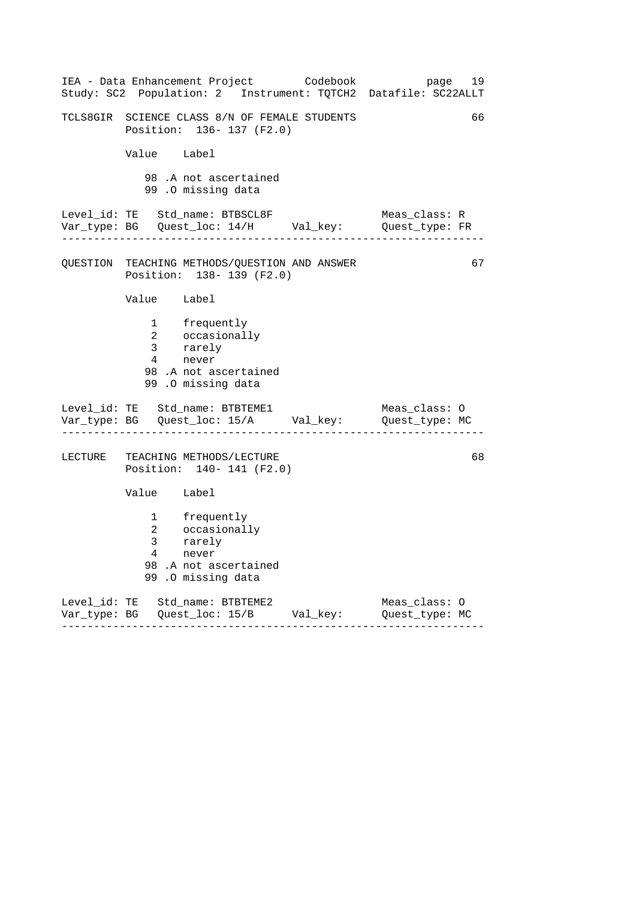```
TCLS8GIR  SCIENCE CLASS 8/N OF FEMALE STUDENTS                      66
          Position:  136- 137 (F2.0)

          Value    Label

             98 .A not ascertained
             99 .O missing data

Level_id: TE   Std_name: BTBSCL8F                  Meas_class: R
Var_type: BG   Quest_loc: 14/H      Val_key:       Quest_type: FR
-----------------------------------------------------------------

QUESTION  TEACHING METHODS/QUESTION AND ANSWER                      67
          Position:  138- 139 (F2.0)

          Value    Label

              1    frequently
              2    occasionally
              3    rarely
              4    never
             98 .A not ascertained
             99 .O missing data

Level_id: TE   Std_name: BTBTEME1                  Meas_class: O
Var_type: BG   Quest_loc: 15/A      Val_key:       Quest_type: MC
-----------------------------------------------------------------

LECTURE   TEACHING METHODS/LECTURE                                  68
          Position:  140- 141 (F2.0)

          Value    Label

              1    frequently
              2    occasionally
              3    rarely
              4    never
             98 .A not ascertained
             99 .O missing data

Level_id: TE   Std_name: BTBTEME2                  Meas_class: O
Var_type: BG   Quest_loc: 15/B      Val_key:       Quest_type: MC
-----------------------------------------------------------------
```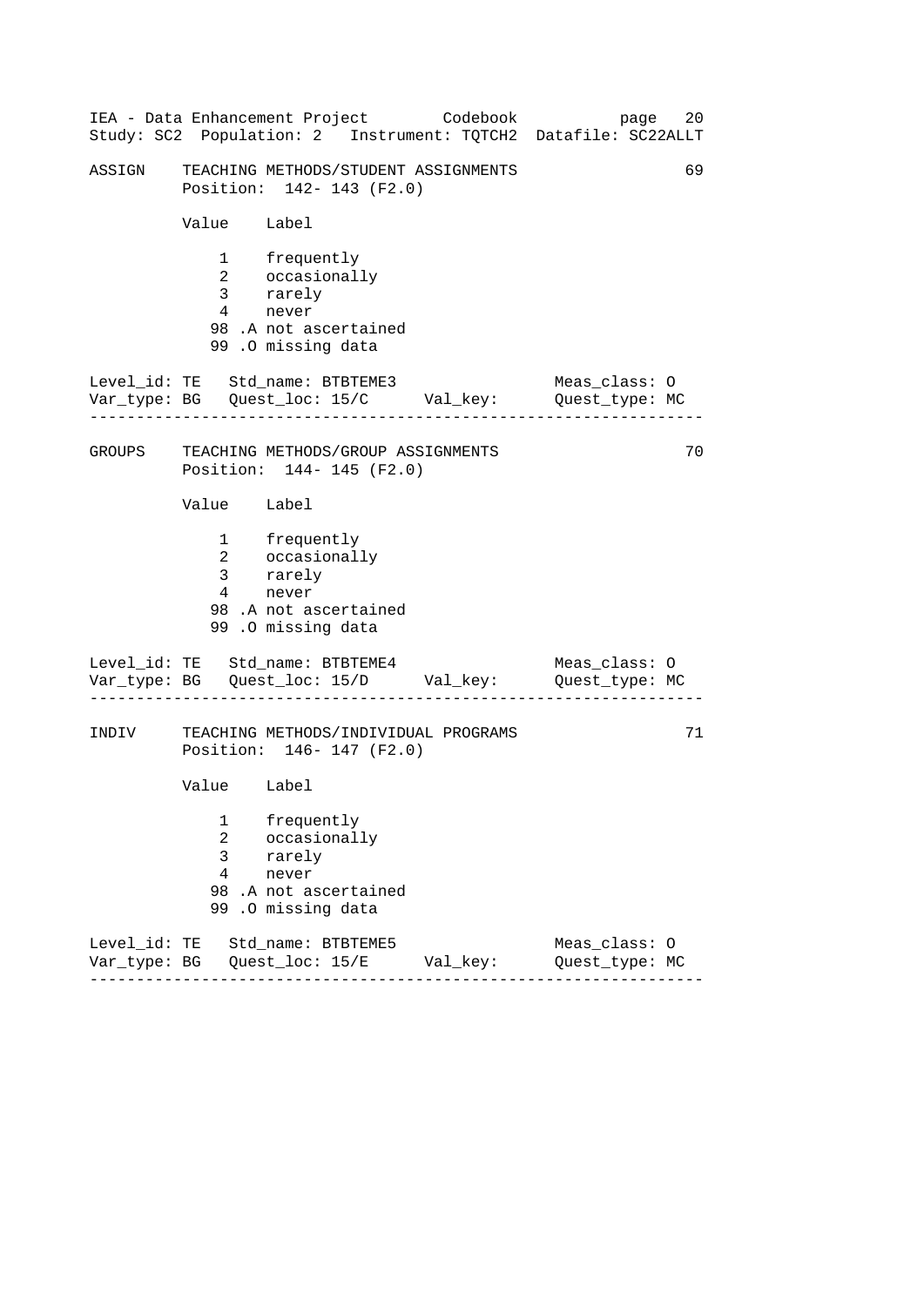## ASSIGN — TEACHING METHODS/STUDENT ASSIGNMENTS (69)

Position: 142- 143 (F2.0)

| Value | Label |
|---|---|
| 1 | frequently |
| 2 | occasionally |
| 3 | rarely |
| 4 | never |
| 98 .A | not ascertained |
| 99 .O | missing data |

Level_id: TE   Std_name: BTBTEME3   Meas_class: O
Var_type: BG   Quest_loc: 15/C   Val_key:   Quest_type: MC

---

## GROUPS — TEACHING METHODS/GROUP ASSIGNMENTS (70)

Position: 144- 145 (F2.0)

| Value | Label |
|---|---|
| 1 | frequently |
| 2 | occasionally |
| 3 | rarely |
| 4 | never |
| 98 .A | not ascertained |
| 99 .O | missing data |

Level_id: TE   Std_name: BTBTEME4   Meas_class: O
Var_type: BG   Quest_loc: 15/D   Val_key:   Quest_type: MC

---

## INDIV — TEACHING METHODS/INDIVIDUAL PROGRAMS (71)

Position: 146- 147 (F2.0)

| Value | Label |
|---|---|
| 1 | frequently |
| 2 | occasionally |
| 3 | rarely |
| 4 | never |
| 98 .A | not ascertained |
| 99 .O | missing data |

Level_id: TE   Std_name: BTBTEME5   Meas_class: O
Var_type: BG   Quest_loc: 15/E   Val_key:   Quest_type: MC

---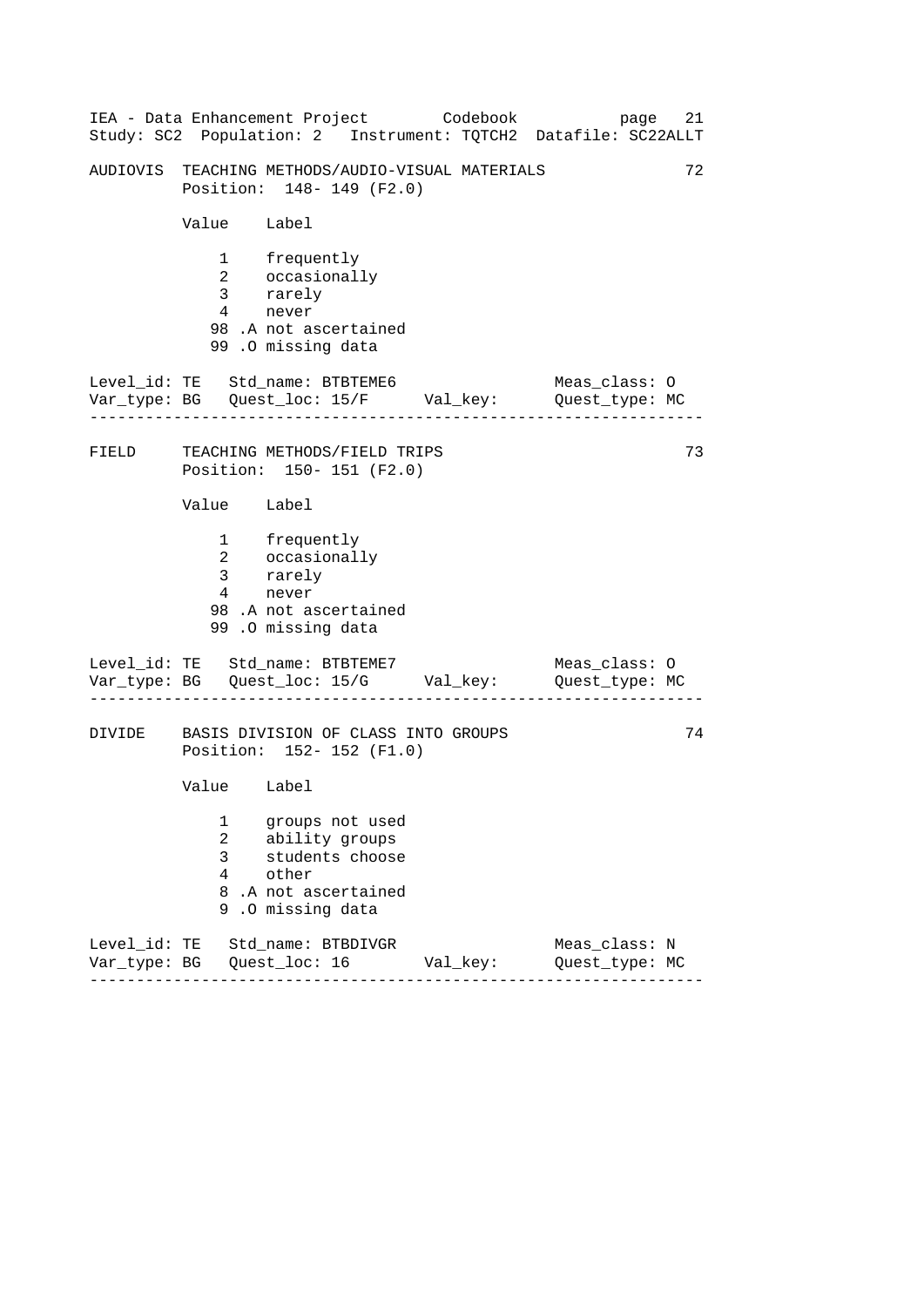AUDIOVIS TEACHING METHODS/AUDIO-VISUAL MATERIALS 72
Position: 148- 149 (F2.0)

| Value | Label |
|---|---|
| 1 | frequently |
| 2 | occasionally |
| 3 | rarely |
| 4 | never |
| 98 .A | not ascertained |
| 99 .O | missing data |

Level_id: TE Std_name: BTBTEME6 Meas_class: O
Var_type: BG Quest_loc: 15/F Val_key: Quest_type: MC

---

FIELD TEACHING METHODS/FIELD TRIPS 73
Position: 150- 151 (F2.0)

| Value | Label |
|---|---|
| 1 | frequently |
| 2 | occasionally |
| 3 | rarely |
| 4 | never |
| 98 .A | not ascertained |
| 99 .O | missing data |

Level_id: TE Std_name: BTBTEME7 Meas_class: O
Var_type: BG Quest_loc: 15/G Val_key: Quest_type: MC

---

DIVIDE BASIS DIVISION OF CLASS INTO GROUPS 74
Position: 152- 152 (F1.0)

| Value | Label |
|---|---|
| 1 | groups not used |
| 2 | ability groups |
| 3 | students choose |
| 4 | other |
| 8 .A | not ascertained |
| 9 .O | missing data |

Level_id: TE Std_name: BTBDIVGR Meas_class: N
Var_type: BG Quest_loc: 16 Val_key: Quest_type: MC

---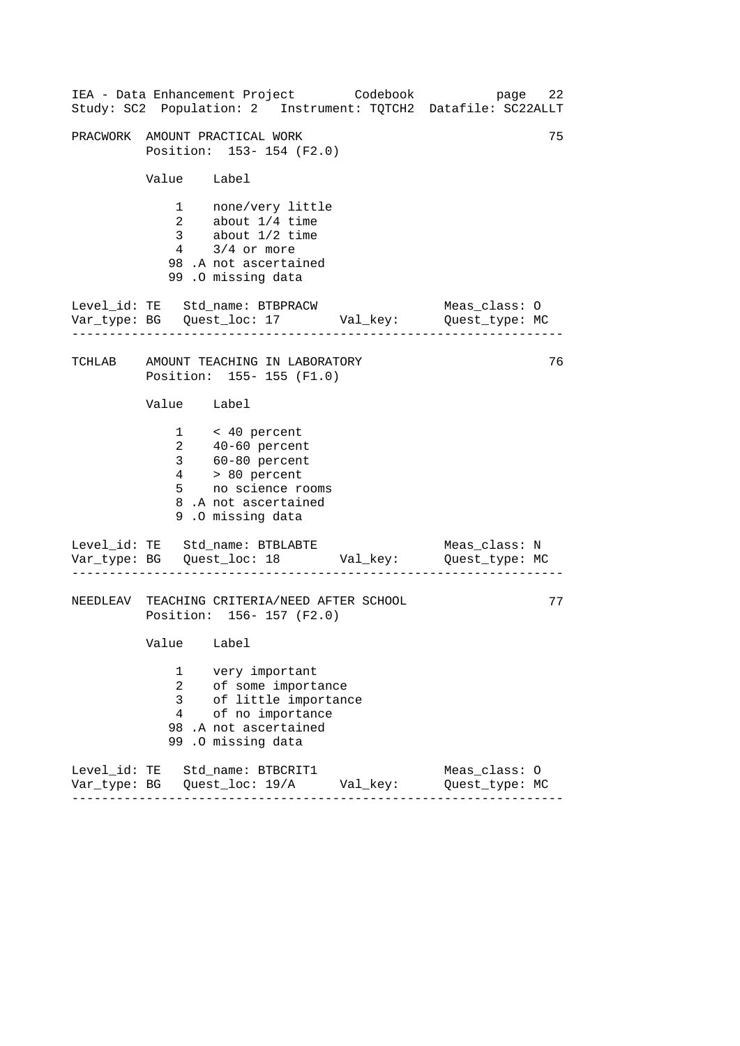## PRACWORK AMOUNT PRACTICAL WORK — 75

Position: 153- 154 (F2.0)

| Value | Label |
|---|---|
| 1 | none/very little |
| 2 | about 1/4 time |
| 3 | about 1/2 time |
| 4 | 3/4 or more |
| 98 .A | not ascertained |
| 99 .O | missing data |

```
Level_id: TE   Std_name: BTBPRACW                  Meas_class: O
Var_type: BG   Quest_loc: 17        Val_key:       Quest_type: MC
```

---

## TCHLAB AMOUNT TEACHING IN LABORATORY — 76

Position: 155- 155 (F1.0)

| Value | Label |
|---|---|
| 1 | < 40 percent |
| 2 | 40-60 percent |
| 3 | 60-80 percent |
| 4 | > 80 percent |
| 5 | no science rooms |
| 8 .A | not ascertained |
| 9 .O | missing data |

```
Level_id: TE   Std_name: BTBLABTE                  Meas_class: N
Var_type: BG   Quest_loc: 18        Val_key:       Quest_type: MC
```

---

## NEEDLEAV TEACHING CRITERIA/NEED AFTER SCHOOL — 77

Position: 156- 157 (F2.0)

| Value | Label |
|---|---|
| 1 | very important |
| 2 | of some importance |
| 3 | of little importance |
| 4 | of no importance |
| 98 .A | not ascertained |
| 99 .O | missing data |

```
Level_id: TE   Std_name: BTBCRIT1                  Meas_class: O
Var_type: BG   Quest_loc: 19/A      Val_key:       Quest_type: MC
```

---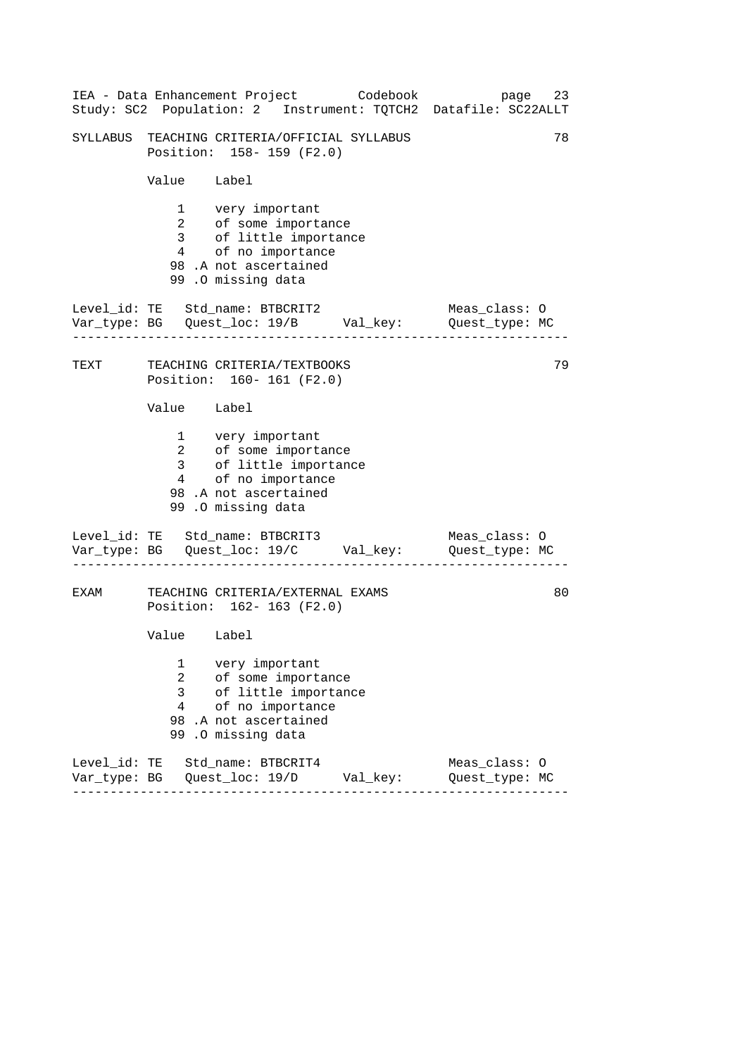## SYLLABUS — TEACHING CRITERIA/OFFICIAL SYLLABUS (78)

Position: 158- 159 (F2.0)

| Value | Label |
|---|---|
| 1 | very important |
| 2 | of some importance |
| 3 | of little importance |
| 4 | of no importance |
| 98 .A | not ascertained |
| 99 .O | missing data |

Level_id: TE   Std_name: BTBCRIT2   Meas_class: O
Var_type: BG   Quest_loc: 19/B   Val_key:   Quest_type: MC

---

## TEXT — TEACHING CRITERIA/TEXTBOOKS (79)

Position: 160- 161 (F2.0)

| Value | Label |
|---|---|
| 1 | very important |
| 2 | of some importance |
| 3 | of little importance |
| 4 | of no importance |
| 98 .A | not ascertained |
| 99 .O | missing data |

Level_id: TE   Std_name: BTBCRIT3   Meas_class: O
Var_type: BG   Quest_loc: 19/C   Val_key:   Quest_type: MC

---

## EXAM — TEACHING CRITERIA/EXTERNAL EXAMS (80)

Position: 162- 163 (F2.0)

| Value | Label |
|---|---|
| 1 | very important |
| 2 | of some importance |
| 3 | of little importance |
| 4 | of no importance |
| 98 .A | not ascertained |
| 99 .O | missing data |

Level_id: TE   Std_name: BTBCRIT4   Meas_class: O
Var_type: BG   Quest_loc: 19/D   Val_key:   Quest_type: MC

---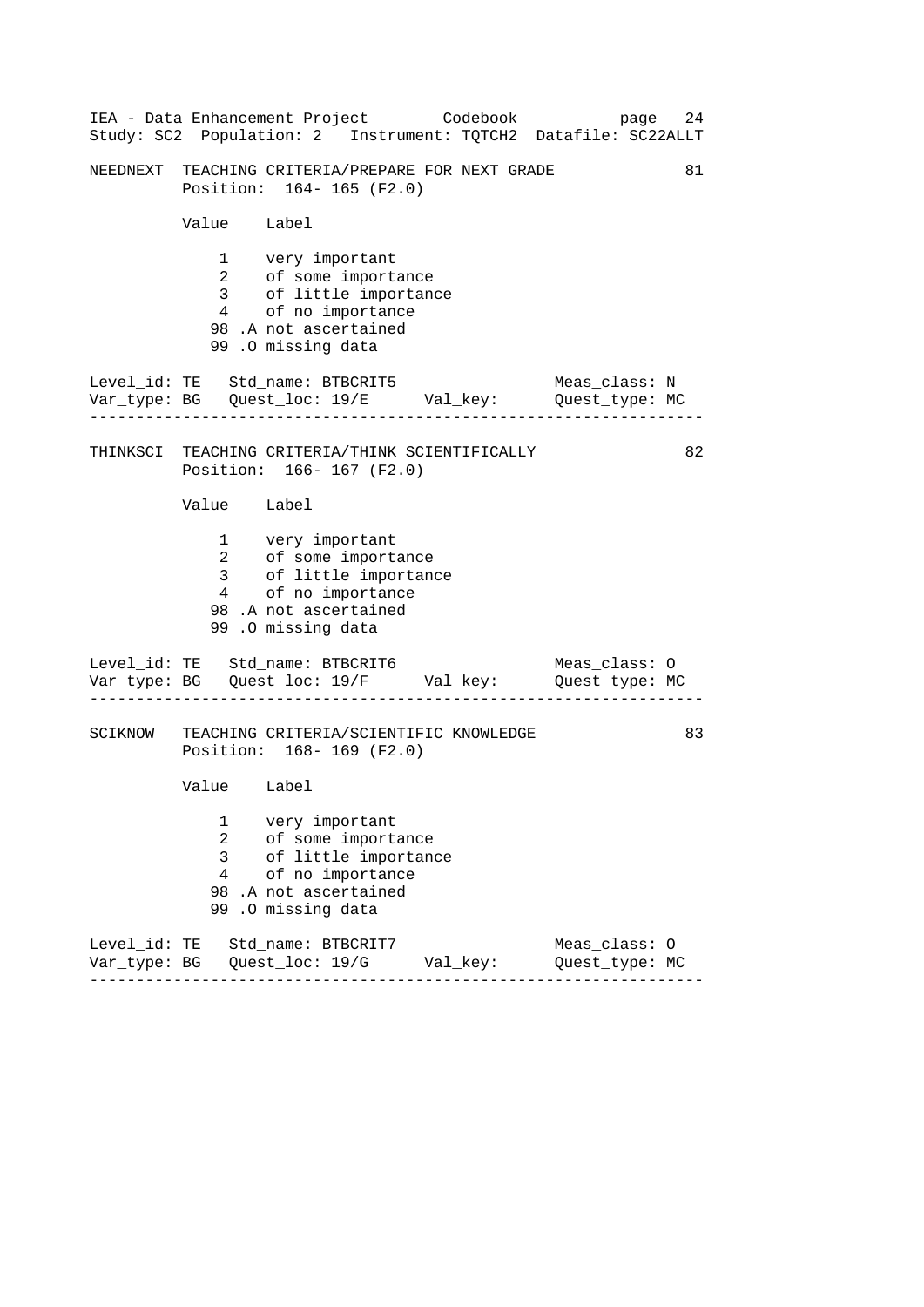```
NEEDNEXT  TEACHING CRITERIA/PREPARE FOR NEXT GRADE                81
          Position:  164- 165 (F2.0)

          Value    Label

              1    very important
              2    of some importance
              3    of little importance
              4    of no importance
             98 .A not ascertained
             99 .O missing data

Level_id: TE   Std_name: BTBCRIT5                  Meas_class: N
Var_type: BG   Quest_loc: 19/E      Val_key:       Quest_type: MC
-------------------------------------------------------------------

THINKSCI  TEACHING CRITERIA/THINK SCIENTIFICALLY                  82
          Position:  166- 167 (F2.0)

          Value    Label

              1    very important
              2    of some importance
              3    of little importance
              4    of no importance
             98 .A not ascertained
             99 .O missing data

Level_id: TE   Std_name: BTBCRIT6                  Meas_class: O
Var_type: BG   Quest_loc: 19/F      Val_key:       Quest_type: MC
-------------------------------------------------------------------

SCIKNOW   TEACHING CRITERIA/SCIENTIFIC KNOWLEDGE                  83
          Position:  168- 169 (F2.0)

          Value    Label

              1    very important
              2    of some importance
              3    of little importance
              4    of no importance
             98 .A not ascertained
             99 .O missing data

Level_id: TE   Std_name: BTBCRIT7                  Meas_class: O
Var_type: BG   Quest_loc: 19/G      Val_key:       Quest_type: MC
-------------------------------------------------------------------
```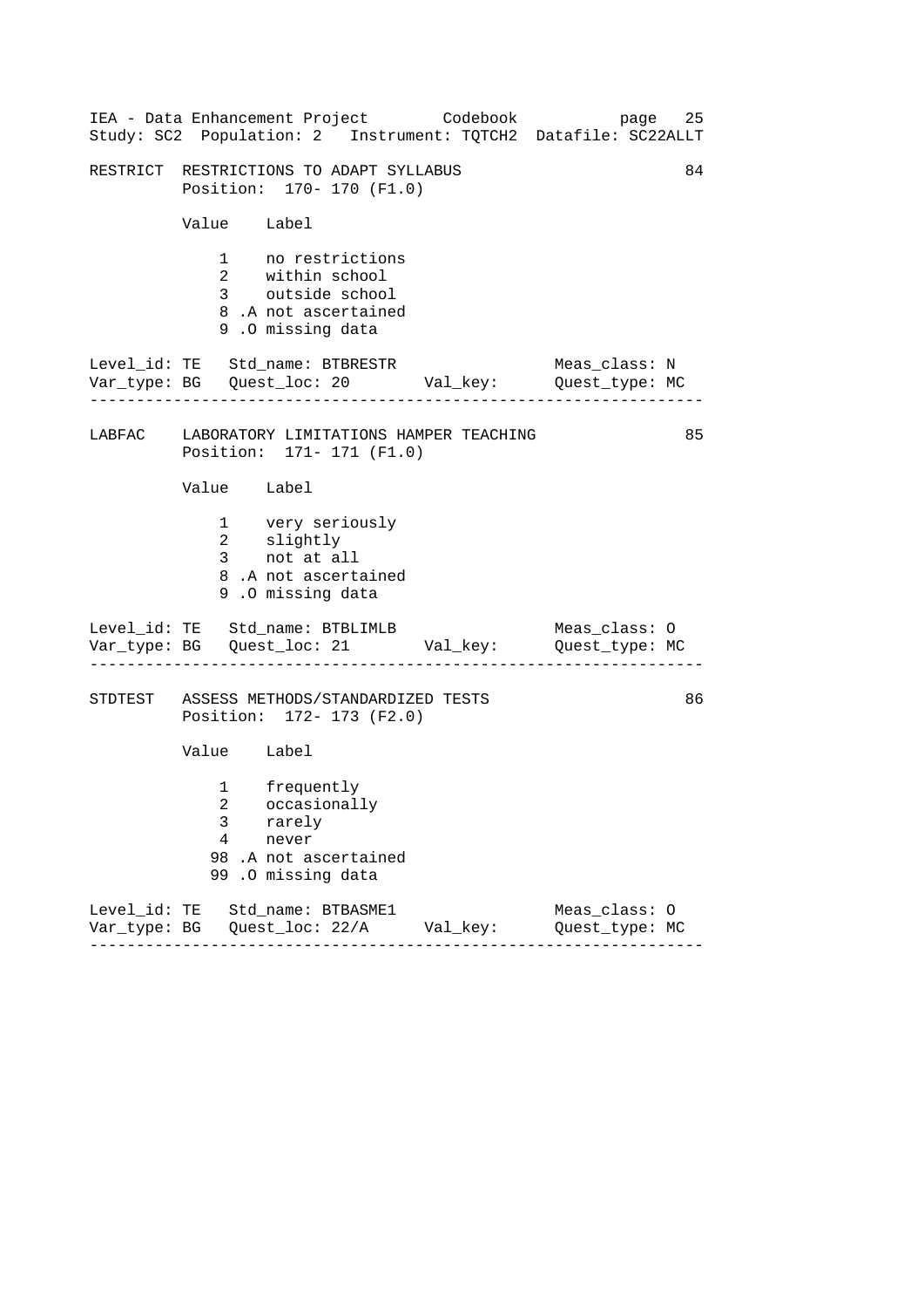RESTRICT RESTRICTIONS TO ADAPT SYLLABUS 84
Position: 170- 170 (F1.0)

| Value | Label |
|---|---|
| 1 | no restrictions |
| 2 | within school |
| 3 | outside school |
| 8 .A | not ascertained |
| 9 .O | missing data |

Level_id: TE Std_name: BTBRESTR Meas_class: N
Var_type: BG Quest_loc: 20 Val_key: Quest_type: MC

---

LABFAC LABORATORY LIMITATIONS HAMPER TEACHING 85
Position: 171- 171 (F1.0)

| Value | Label |
|---|---|
| 1 | very seriously |
| 2 | slightly |
| 3 | not at all |
| 8 .A | not ascertained |
| 9 .O | missing data |

Level_id: TE Std_name: BTBLIMLB Meas_class: O
Var_type: BG Quest_loc: 21 Val_key: Quest_type: MC

---

STDTEST ASSESS METHODS/STANDARDIZED TESTS 86
Position: 172- 173 (F2.0)

| Value | Label |
|---|---|
| 1 | frequently |
| 2 | occasionally |
| 3 | rarely |
| 4 | never |
| 98 .A | not ascertained |
| 99 .O | missing data |

Level_id: TE Std_name: BTBASME1 Meas_class: O
Var_type: BG Quest_loc: 22/A Val_key: Quest_type: MC

---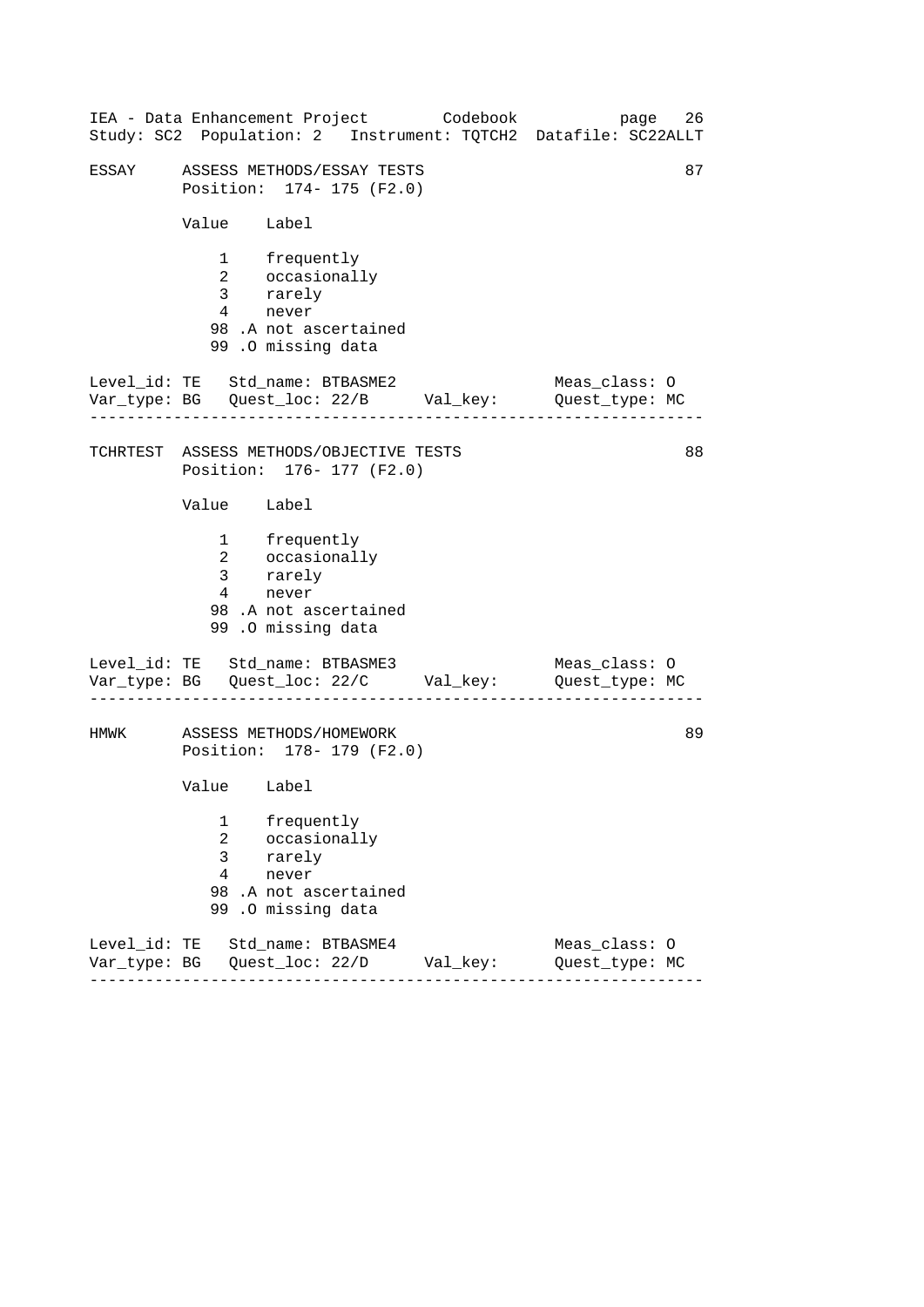IEA - Data Enhancement Project Codebook
Study: SC2 Population: 2 Instrument: TQTCH2 Datafile: SC22ALLT

```
ESSAY     ASSESS METHODS/ESSAY TESTS                                87
          Position:  174- 175 (F2.0)

          Value    Label

              1    frequently
              2    occasionally
              3    rarely
              4    never
             98 .A not ascertained
             99 .O missing data

Level_id: TE   Std_name: BTBASME2                  Meas_class: O
Var_type: BG   Quest_loc: 22/B      Val_key:       Quest_type: MC
-------------------------------------------------------------------

TCHRTEST  ASSESS METHODS/OBJECTIVE TESTS                            88
          Position:  176- 177 (F2.0)

          Value    Label

              1    frequently
              2    occasionally
              3    rarely
              4    never
             98 .A not ascertained
             99 .O missing data

Level_id: TE   Std_name: BTBASME3                  Meas_class: O
Var_type: BG   Quest_loc: 22/C      Val_key:       Quest_type: MC
-------------------------------------------------------------------

HMWK      ASSESS METHODS/HOMEWORK                                   89
          Position:  178- 179 (F2.0)

          Value    Label

              1    frequently
              2    occasionally
              3    rarely
              4    never
             98 .A not ascertained
             99 .O missing data

Level_id: TE   Std_name: BTBASME4                  Meas_class: O
Var_type: BG   Quest_loc: 22/D      Val_key:       Quest_type: MC
-------------------------------------------------------------------
```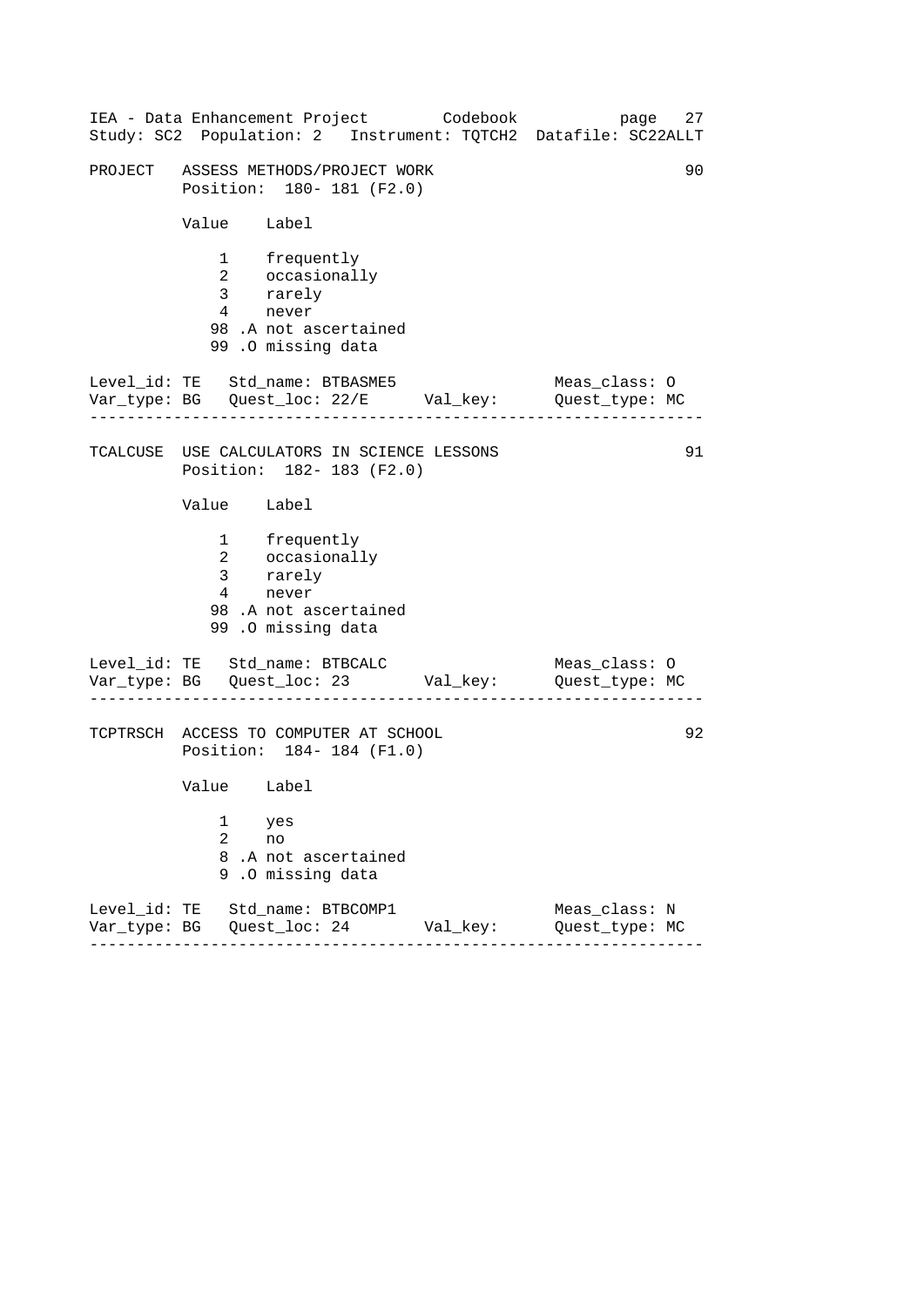PROJECT   ASSESS METHODS/PROJECT WORK                                   90
          Position:  180- 181 (F2.0)

| Value | Label |
|---|---|
| 1 | frequently |
| 2 | occasionally |
| 3 | rarely |
| 4 | never |
| 98 .A | not ascertained |
| 99 .O | missing data |

```
Level_id: TE   Std_name: BTBASME5                  Meas_class: O
Var_type: BG   Quest_loc: 22/E      Val_key:       Quest_type: MC
```

---

TCALCUSE  USE CALCULATORS IN SCIENCE LESSONS                            91
          Position:  182- 183 (F2.0)

| Value | Label |
|---|---|
| 1 | frequently |
| 2 | occasionally |
| 3 | rarely |
| 4 | never |
| 98 .A | not ascertained |
| 99 .O | missing data |

```
Level_id: TE   Std_name: BTBCALC                   Meas_class: O
Var_type: BG   Quest_loc: 23        Val_key:       Quest_type: MC
```

---

TCPTRSCH  ACCESS TO COMPUTER AT SCHOOL                                  92
          Position:  184- 184 (F1.0)

| Value | Label |
|---|---|
| 1 | yes |
| 2 | no |
| 8 .A | not ascertained |
| 9 .O | missing data |

```
Level_id: TE   Std_name: BTBCOMP1                  Meas_class: N
Var_type: BG   Quest_loc: 24        Val_key:       Quest_type: MC
```

---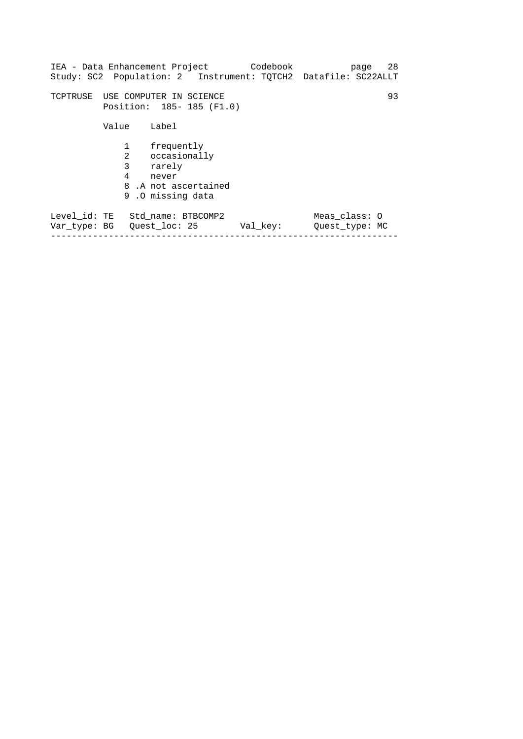```
TCPTRUSE  USE COMPUTER IN SCIENCE                                   93
          Position:  185- 185 (F1.0)

          Value    Label

              1    frequently
              2    occasionally
              3    rarely
              4    never
              8 .A not ascertained
              9 .O missing data

Level_id: TE   Std_name: BTBCOMP2                    Meas_class: O
Var_type: BG   Quest_loc: 25        Val_key:         Quest_type: MC
------------------------------------------------------------------
```